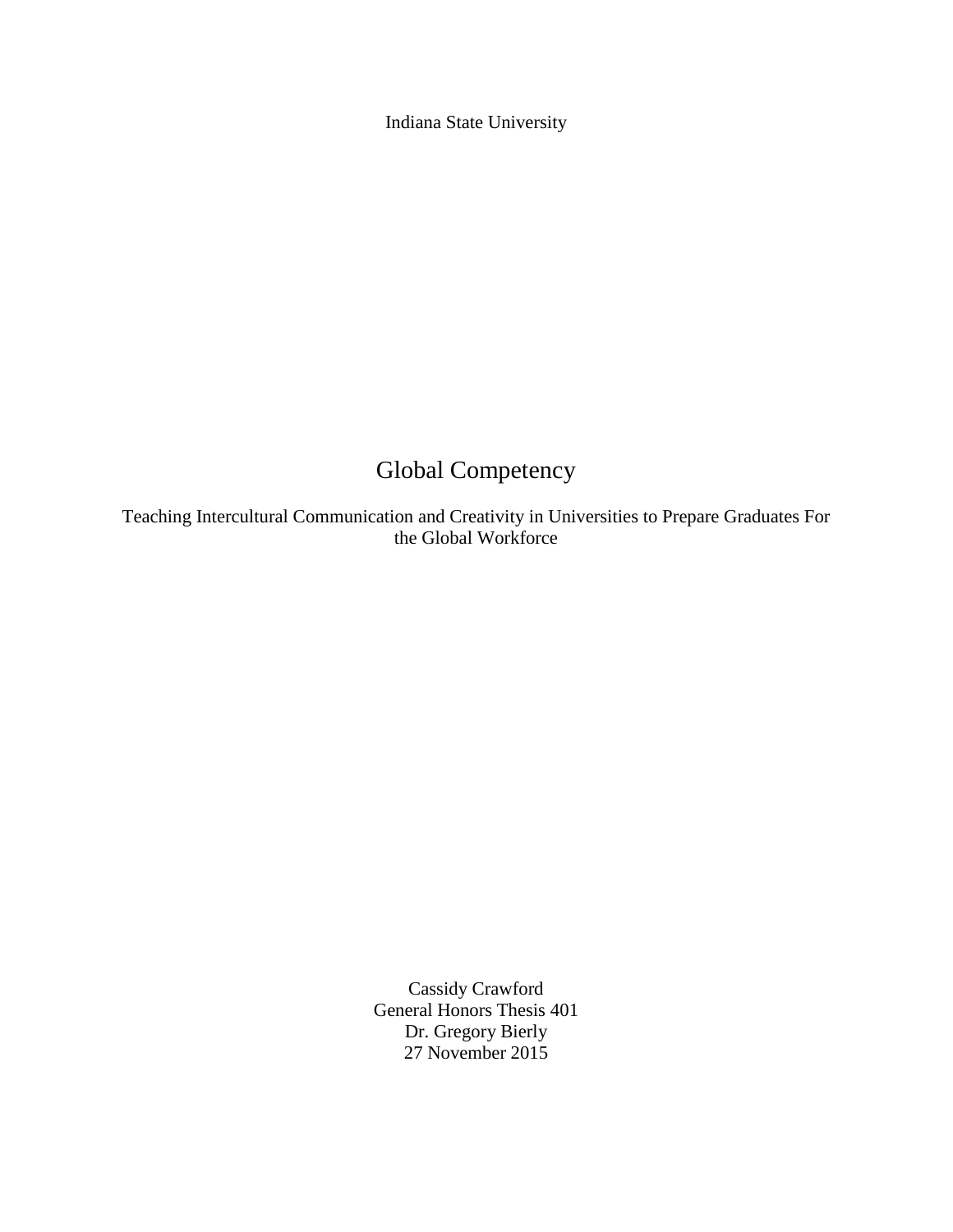Indiana State University

# Global Competency

Teaching Intercultural Communication and Creativity in Universities to Prepare Graduates For the Global Workforce

Cassidy Crawford
General Honors Thesis 401
Dr. Gregory Bierly
27 November 2015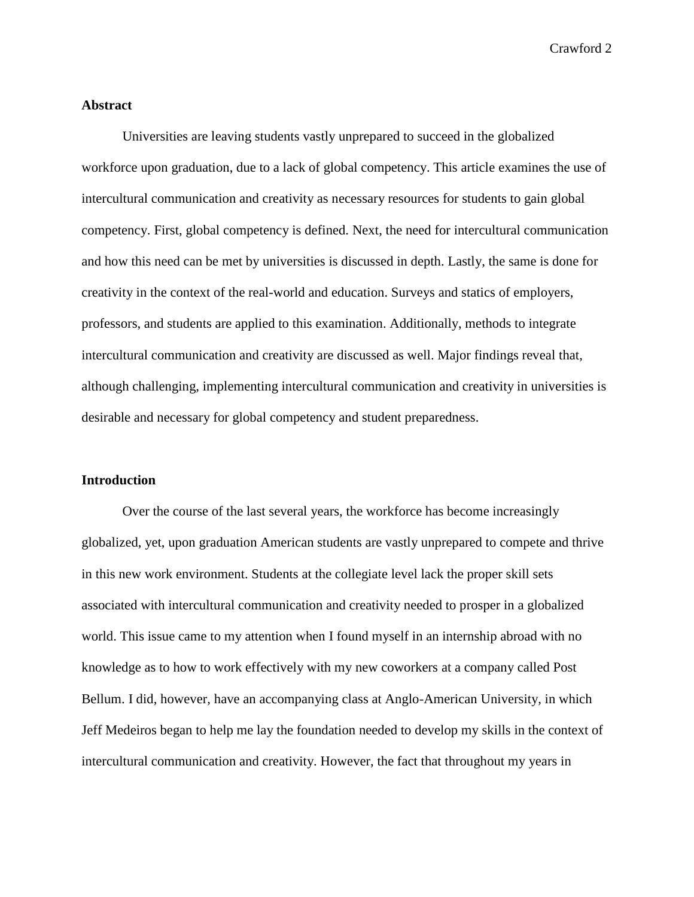## Abstract

Universities are leaving students vastly unprepared to succeed in the globalized workforce upon graduation, due to a lack of global competency. This article examines the use of intercultural communication and creativity as necessary resources for students to gain global competency. First, global competency is defined. Next, the need for intercultural communication and how this need can be met by universities is discussed in depth. Lastly, the same is done for creativity in the context of the real-world and education. Surveys and statics of employers, professors, and students are applied to this examination. Additionally, methods to integrate intercultural communication and creativity are discussed as well. Major findings reveal that, although challenging, implementing intercultural communication and creativity in universities is desirable and necessary for global competency and student preparedness.

## Introduction

Over the course of the last several years, the workforce has become increasingly globalized, yet, upon graduation American students are vastly unprepared to compete and thrive in this new work environment. Students at the collegiate level lack the proper skill sets associated with intercultural communication and creativity needed to prosper in a globalized world. This issue came to my attention when I found myself in an internship abroad with no knowledge as to how to work effectively with my new coworkers at a company called Post Bellum. I did, however, have an accompanying class at Anglo-American University, in which Jeff Medeiros began to help me lay the foundation needed to develop my skills in the context of intercultural communication and creativity. However, the fact that throughout my years in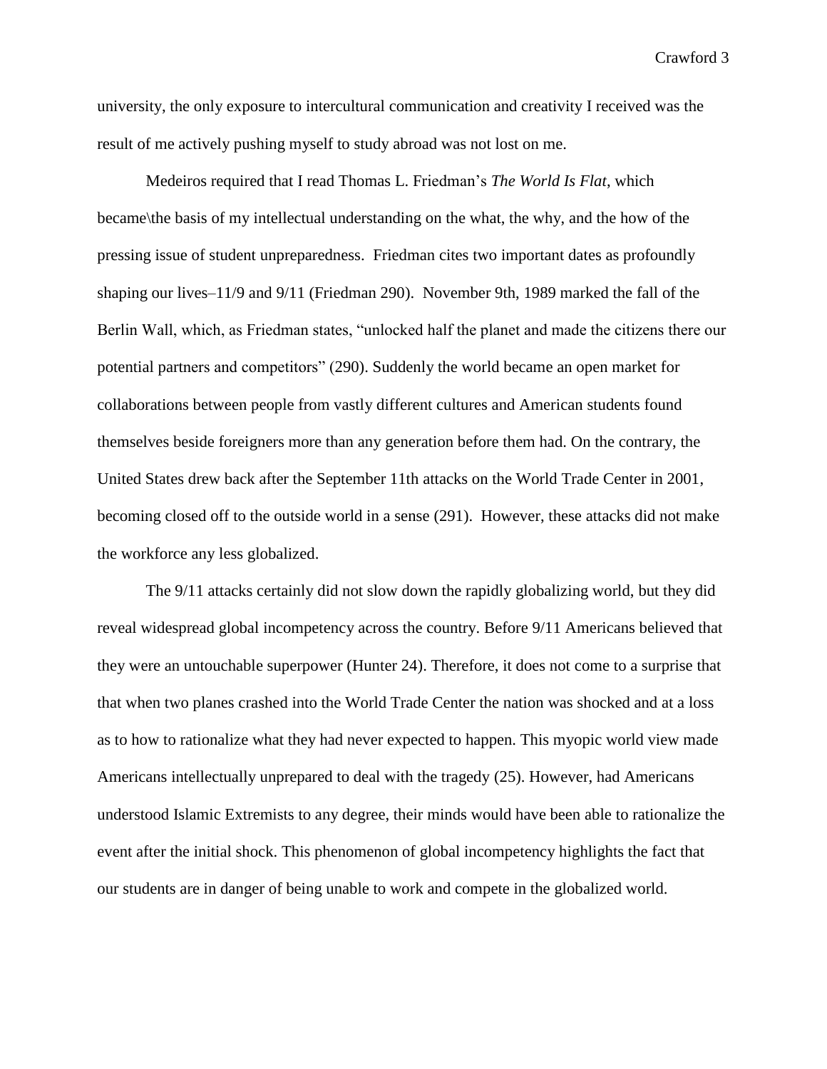university, the only exposure to intercultural communication and creativity I received was the result of me actively pushing myself to study abroad was not lost on me.

Medeiros required that I read Thomas L. Friedman's *The World Is Flat*, which became\the basis of my intellectual understanding on the what, the why, and the how of the pressing issue of student unpreparedness. Friedman cites two important dates as profoundly shaping our lives–11/9 and 9/11 (Friedman 290). November 9th, 1989 marked the fall of the Berlin Wall, which, as Friedman states, "unlocked half the planet and made the citizens there our potential partners and competitors" (290). Suddenly the world became an open market for collaborations between people from vastly different cultures and American students found themselves beside foreigners more than any generation before them had. On the contrary, the United States drew back after the September 11th attacks on the World Trade Center in 2001, becoming closed off to the outside world in a sense (291). However, these attacks did not make the workforce any less globalized.

The 9/11 attacks certainly did not slow down the rapidly globalizing world, but they did reveal widespread global incompetency across the country. Before 9/11 Americans believed that they were an untouchable superpower (Hunter 24). Therefore, it does not come to a surprise that that when two planes crashed into the World Trade Center the nation was shocked and at a loss as to how to rationalize what they had never expected to happen. This myopic world view made Americans intellectually unprepared to deal with the tragedy (25). However, had Americans understood Islamic Extremists to any degree, their minds would have been able to rationalize the event after the initial shock. This phenomenon of global incompetency highlights the fact that our students are in danger of being unable to work and compete in the globalized world.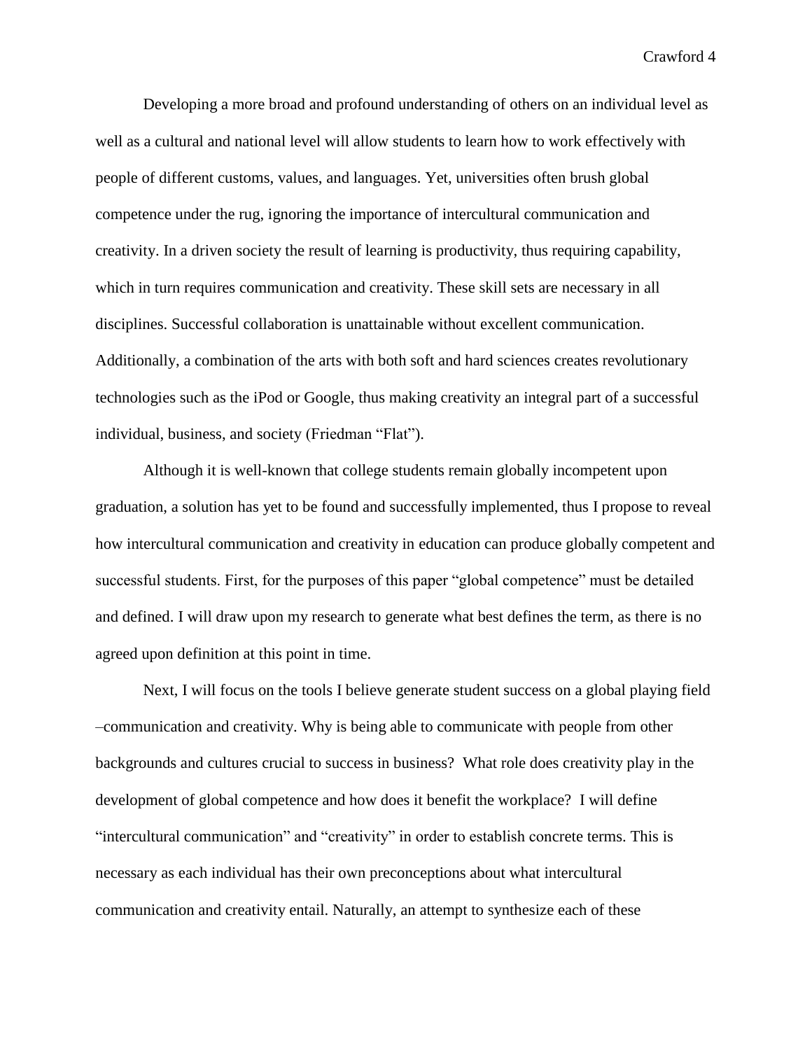Developing a more broad and profound understanding of others on an individual level as well as a cultural and national level will allow students to learn how to work effectively with people of different customs, values, and languages. Yet, universities often brush global competence under the rug, ignoring the importance of intercultural communication and creativity. In a driven society the result of learning is productivity, thus requiring capability, which in turn requires communication and creativity. These skill sets are necessary in all disciplines. Successful collaboration is unattainable without excellent communication. Additionally, a combination of the arts with both soft and hard sciences creates revolutionary technologies such as the iPod or Google, thus making creativity an integral part of a successful individual, business, and society (Friedman "Flat").

Although it is well-known that college students remain globally incompetent upon graduation, a solution has yet to be found and successfully implemented, thus I propose to reveal how intercultural communication and creativity in education can produce globally competent and successful students. First, for the purposes of this paper "global competence" must be detailed and defined. I will draw upon my research to generate what best defines the term, as there is no agreed upon definition at this point in time.

Next, I will focus on the tools I believe generate student success on a global playing field –communication and creativity. Why is being able to communicate with people from other backgrounds and cultures crucial to success in business? What role does creativity play in the development of global competence and how does it benefit the workplace? I will define "intercultural communication" and "creativity" in order to establish concrete terms. This is necessary as each individual has their own preconceptions about what intercultural communication and creativity entail. Naturally, an attempt to synthesize each of these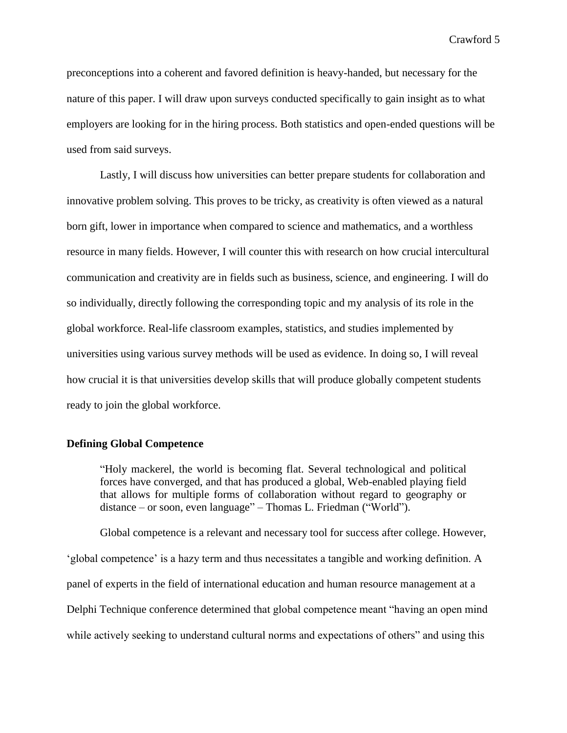preconceptions into a coherent and favored definition is heavy-handed, but necessary for the nature of this paper. I will draw upon surveys conducted specifically to gain insight as to what employers are looking for in the hiring process. Both statistics and open-ended questions will be used from said surveys.

Lastly, I will discuss how universities can better prepare students for collaboration and innovative problem solving. This proves to be tricky, as creativity is often viewed as a natural born gift, lower in importance when compared to science and mathematics, and a worthless resource in many fields. However, I will counter this with research on how crucial intercultural communication and creativity are in fields such as business, science, and engineering. I will do so individually, directly following the corresponding topic and my analysis of its role in the global workforce. Real-life classroom examples, statistics, and studies implemented by universities using various survey methods will be used as evidence. In doing so, I will reveal how crucial it is that universities develop skills that will produce globally competent students ready to join the global workforce.

**Defining Global Competence**

> "Holy mackerel, the world is becoming flat. Several technological and political forces have converged, and that has produced a global, Web-enabled playing field that allows for multiple forms of collaboration without regard to geography or distance – or soon, even language" – Thomas L. Friedman ("World").

Global competence is a relevant and necessary tool for success after college. However, 'global competence' is a hazy term and thus necessitates a tangible and working definition. A panel of experts in the field of international education and human resource management at a Delphi Technique conference determined that global competence meant "having an open mind while actively seeking to understand cultural norms and expectations of others" and using this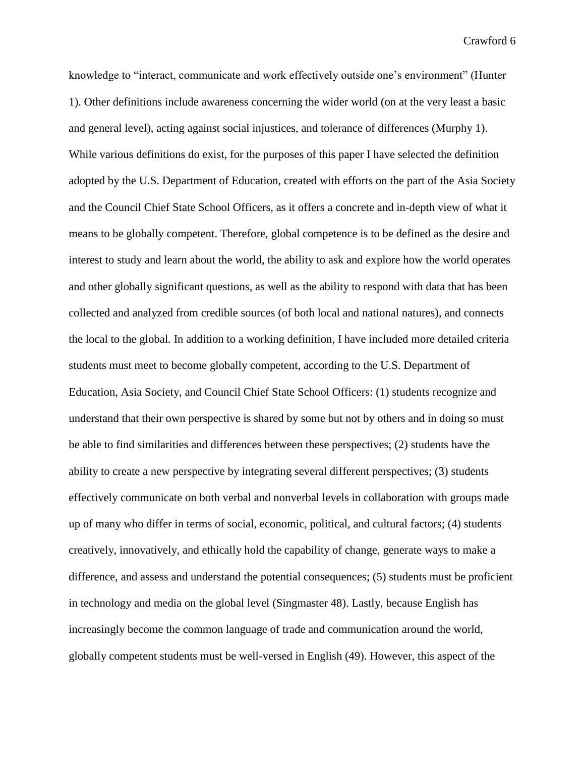knowledge to "interact, communicate and work effectively outside one's environment" (Hunter 1). Other definitions include awareness concerning the wider world (on at the very least a basic and general level), acting against social injustices, and tolerance of differences (Murphy 1). While various definitions do exist, for the purposes of this paper I have selected the definition adopted by the U.S. Department of Education, created with efforts on the part of the Asia Society and the Council Chief State School Officers, as it offers a concrete and in-depth view of what it means to be globally competent. Therefore, global competence is to be defined as the desire and interest to study and learn about the world, the ability to ask and explore how the world operates and other globally significant questions, as well as the ability to respond with data that has been collected and analyzed from credible sources (of both local and national natures), and connects the local to the global. In addition to a working definition, I have included more detailed criteria students must meet to become globally competent, according to the U.S. Department of Education, Asia Society, and Council Chief State School Officers: (1) students recognize and understand that their own perspective is shared by some but not by others and in doing so must be able to find similarities and differences between these perspectives; (2) students have the ability to create a new perspective by integrating several different perspectives; (3) students effectively communicate on both verbal and nonverbal levels in collaboration with groups made up of many who differ in terms of social, economic, political, and cultural factors; (4) students creatively, innovatively, and ethically hold the capability of change, generate ways to make a difference, and assess and understand the potential consequences; (5) students must be proficient in technology and media on the global level (Singmaster 48). Lastly, because English has increasingly become the common language of trade and communication around the world, globally competent students must be well-versed in English (49). However, this aspect of the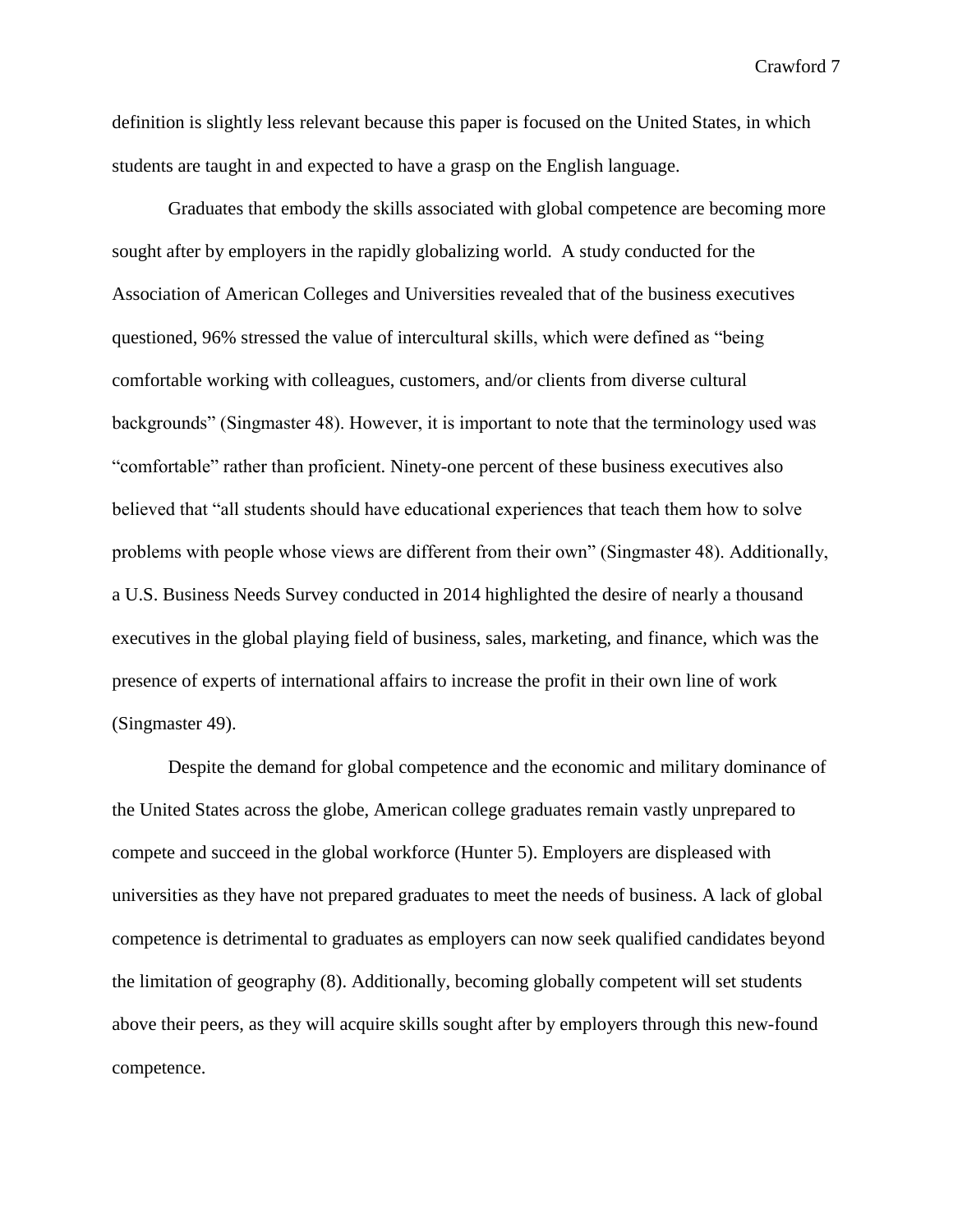definition is slightly less relevant because this paper is focused on the United States, in which students are taught in and expected to have a grasp on the English language.

Graduates that embody the skills associated with global competence are becoming more sought after by employers in the rapidly globalizing world. A study conducted for the Association of American Colleges and Universities revealed that of the business executives questioned, 96% stressed the value of intercultural skills, which were defined as "being comfortable working with colleagues, customers, and/or clients from diverse cultural backgrounds" (Singmaster 48). However, it is important to note that the terminology used was "comfortable" rather than proficient. Ninety-one percent of these business executives also believed that "all students should have educational experiences that teach them how to solve problems with people whose views are different from their own" (Singmaster 48). Additionally, a U.S. Business Needs Survey conducted in 2014 highlighted the desire of nearly a thousand executives in the global playing field of business, sales, marketing, and finance, which was the presence of experts of international affairs to increase the profit in their own line of work (Singmaster 49).

Despite the demand for global competence and the economic and military dominance of the United States across the globe, American college graduates remain vastly unprepared to compete and succeed in the global workforce (Hunter 5). Employers are displeased with universities as they have not prepared graduates to meet the needs of business. A lack of global competence is detrimental to graduates as employers can now seek qualified candidates beyond the limitation of geography (8). Additionally, becoming globally competent will set students above their peers, as they will acquire skills sought after by employers through this new-found competence.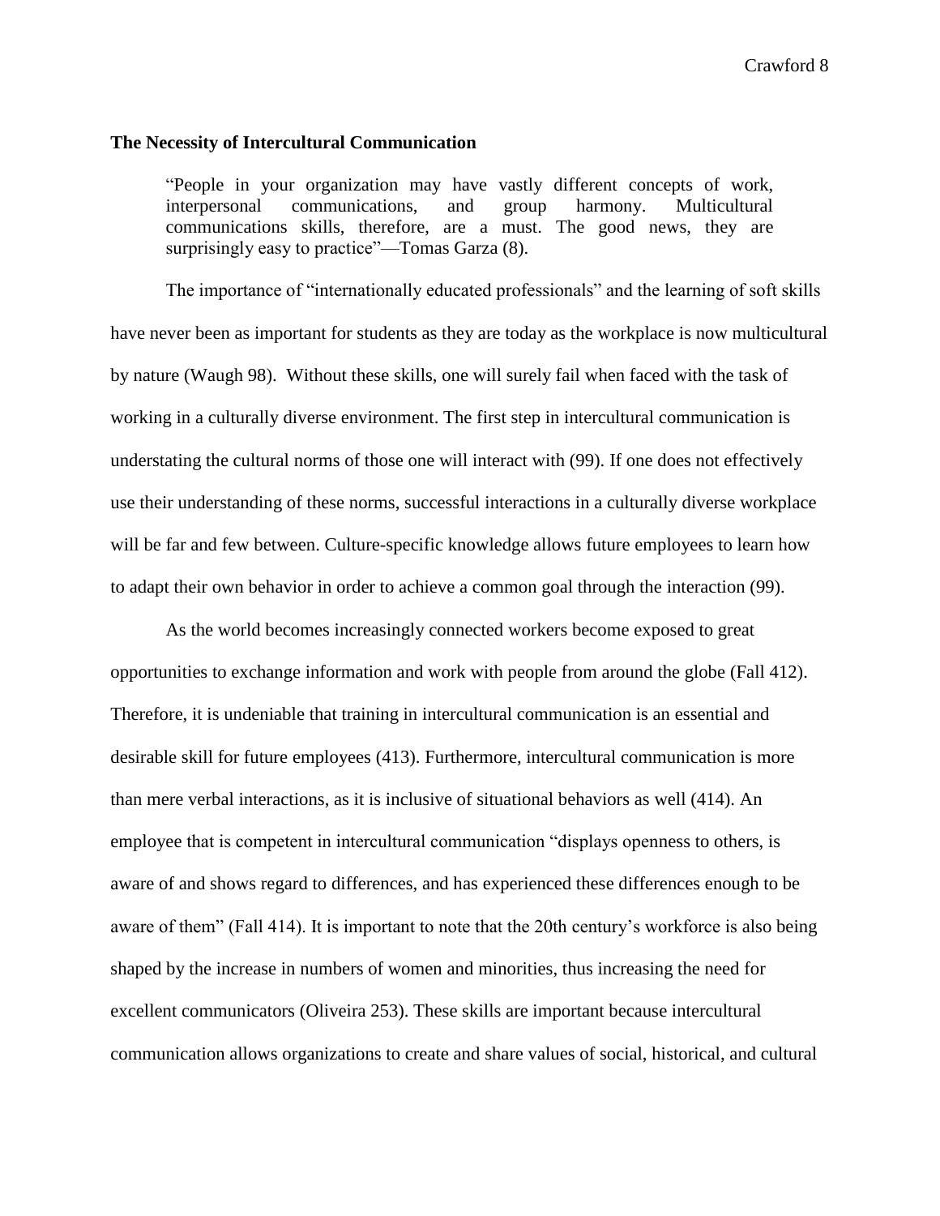**The Necessity of Intercultural Communication**

> "People in your organization may have vastly different concepts of work, interpersonal communications, and group harmony. Multicultural communications skills, therefore, are a must. The good news, they are surprisingly easy to practice"—Tomas Garza (8).

The importance of "internationally educated professionals" and the learning of soft skills have never been as important for students as they are today as the workplace is now multicultural by nature (Waugh 98). Without these skills, one will surely fail when faced with the task of working in a culturally diverse environment. The first step in intercultural communication is understating the cultural norms of those one will interact with (99). If one does not effectively use their understanding of these norms, successful interactions in a culturally diverse workplace will be far and few between. Culture-specific knowledge allows future employees to learn how to adapt their own behavior in order to achieve a common goal through the interaction (99).

As the world becomes increasingly connected workers become exposed to great opportunities to exchange information and work with people from around the globe (Fall 412). Therefore, it is undeniable that training in intercultural communication is an essential and desirable skill for future employees (413). Furthermore, intercultural communication is more than mere verbal interactions, as it is inclusive of situational behaviors as well (414). An employee that is competent in intercultural communication "displays openness to others, is aware of and shows regard to differences, and has experienced these differences enough to be aware of them" (Fall 414). It is important to note that the 20th century's workforce is also being shaped by the increase in numbers of women and minorities, thus increasing the need for excellent communicators (Oliveira 253). These skills are important because intercultural communication allows organizations to create and share values of social, historical, and cultural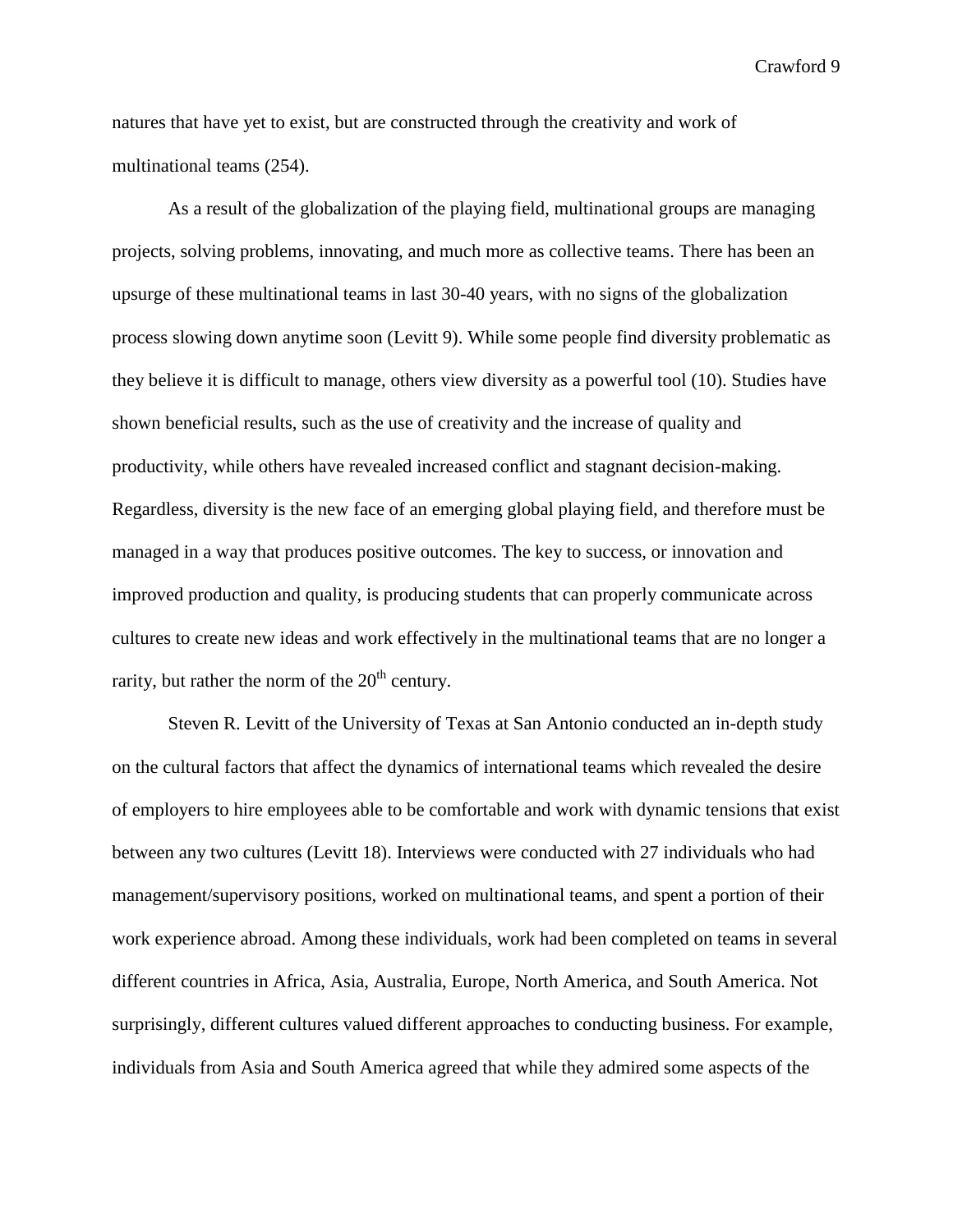natures that have yet to exist, but are constructed through the creativity and work of multinational teams (254).

As a result of the globalization of the playing field, multinational groups are managing projects, solving problems, innovating, and much more as collective teams. There has been an upsurge of these multinational teams in last 30-40 years, with no signs of the globalization process slowing down anytime soon (Levitt 9). While some people find diversity problematic as they believe it is difficult to manage, others view diversity as a powerful tool (10). Studies have shown beneficial results, such as the use of creativity and the increase of quality and productivity, while others have revealed increased conflict and stagnant decision-making. Regardless, diversity is the new face of an emerging global playing field, and therefore must be managed in a way that produces positive outcomes. The key to success, or innovation and improved production and quality, is producing students that can properly communicate across cultures to create new ideas and work effectively in the multinational teams that are no longer a rarity, but rather the norm of the 20th century.

Steven R. Levitt of the University of Texas at San Antonio conducted an in-depth study on the cultural factors that affect the dynamics of international teams which revealed the desire of employers to hire employees able to be comfortable and work with dynamic tensions that exist between any two cultures (Levitt 18). Interviews were conducted with 27 individuals who had management/supervisory positions, worked on multinational teams, and spent a portion of their work experience abroad. Among these individuals, work had been completed on teams in several different countries in Africa, Asia, Australia, Europe, North America, and South America. Not surprisingly, different cultures valued different approaches to conducting business. For example, individuals from Asia and South America agreed that while they admired some aspects of the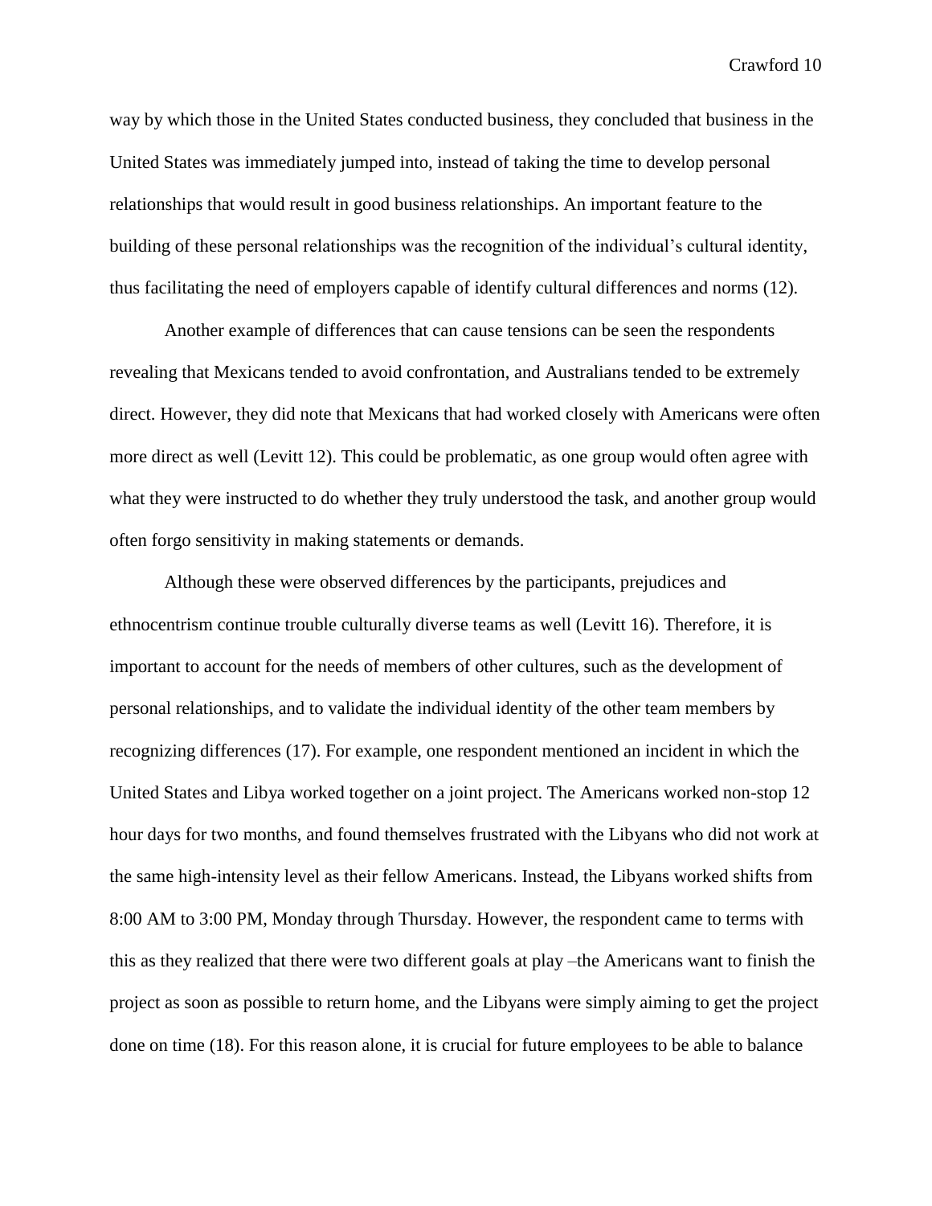way by which those in the United States conducted business, they concluded that business in the United States was immediately jumped into, instead of taking the time to develop personal relationships that would result in good business relationships. An important feature to the building of these personal relationships was the recognition of the individual's cultural identity, thus facilitating the need of employers capable of identify cultural differences and norms (12).

Another example of differences that can cause tensions can be seen the respondents revealing that Mexicans tended to avoid confrontation, and Australians tended to be extremely direct. However, they did note that Mexicans that had worked closely with Americans were often more direct as well (Levitt 12). This could be problematic, as one group would often agree with what they were instructed to do whether they truly understood the task, and another group would often forgo sensitivity in making statements or demands.

Although these were observed differences by the participants, prejudices and ethnocentrism continue trouble culturally diverse teams as well (Levitt 16). Therefore, it is important to account for the needs of members of other cultures, such as the development of personal relationships, and to validate the individual identity of the other team members by recognizing differences (17). For example, one respondent mentioned an incident in which the United States and Libya worked together on a joint project. The Americans worked non-stop 12 hour days for two months, and found themselves frustrated with the Libyans who did not work at the same high-intensity level as their fellow Americans. Instead, the Libyans worked shifts from 8:00 AM to 3:00 PM, Monday through Thursday. However, the respondent came to terms with this as they realized that there were two different goals at play –the Americans want to finish the project as soon as possible to return home, and the Libyans were simply aiming to get the project done on time (18). For this reason alone, it is crucial for future employees to be able to balance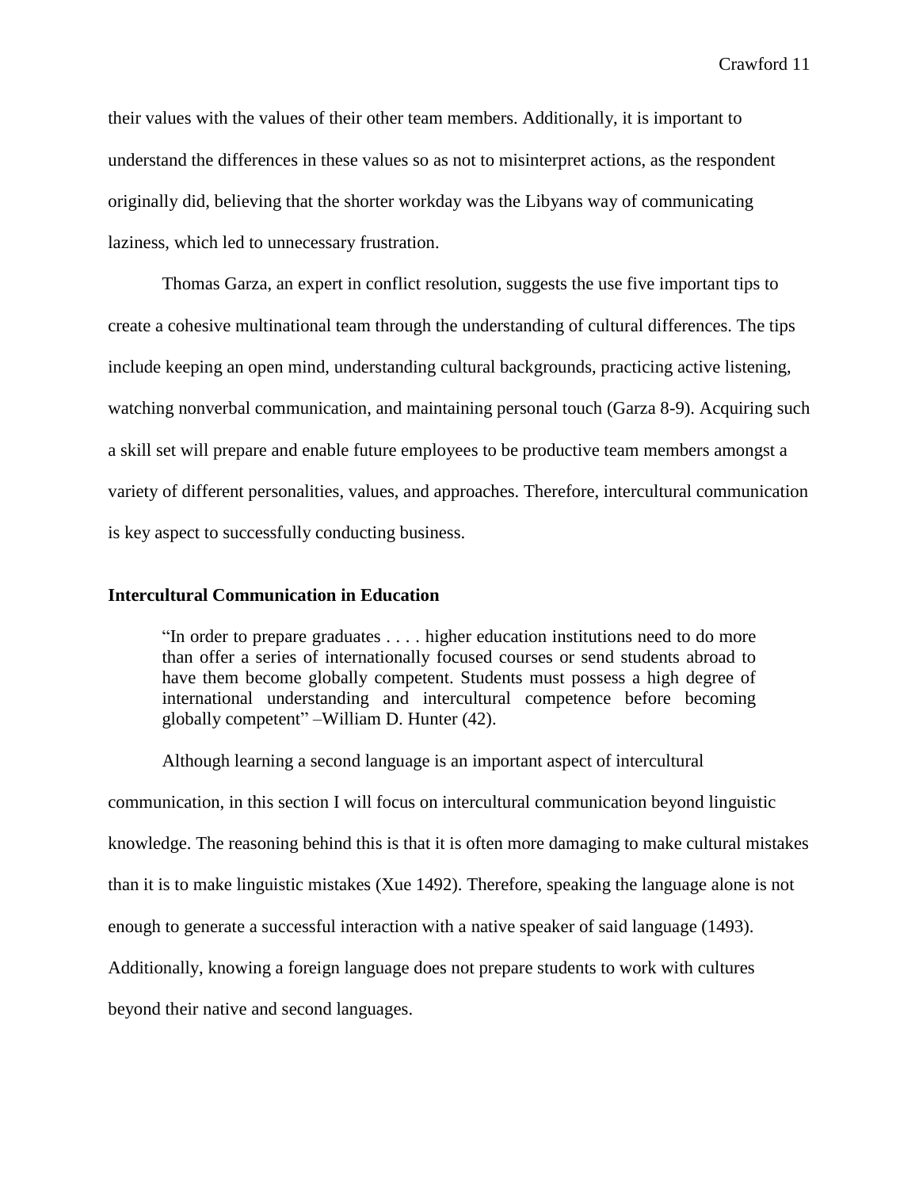their values with the values of their other team members. Additionally, it is important to understand the differences in these values so as not to misinterpret actions, as the respondent originally did, believing that the shorter workday was the Libyans way of communicating laziness, which led to unnecessary frustration.

Thomas Garza, an expert in conflict resolution, suggests the use five important tips to create a cohesive multinational team through the understanding of cultural differences. The tips include keeping an open mind, understanding cultural backgrounds, practicing active listening, watching nonverbal communication, and maintaining personal touch (Garza 8-9). Acquiring such a skill set will prepare and enable future employees to be productive team members amongst a variety of different personalities, values, and approaches. Therefore, intercultural communication is key aspect to successfully conducting business.

### Intercultural Communication in Education

> "In order to prepare graduates . . . . higher education institutions need to do more than offer a series of internationally focused courses or send students abroad to have them become globally competent. Students must possess a high degree of international understanding and intercultural competence before becoming globally competent" –William D. Hunter (42).

Although learning a second language is an important aspect of intercultural communication, in this section I will focus on intercultural communication beyond linguistic knowledge. The reasoning behind this is that it is often more damaging to make cultural mistakes than it is to make linguistic mistakes (Xue 1492). Therefore, speaking the language alone is not enough to generate a successful interaction with a native speaker of said language (1493). Additionally, knowing a foreign language does not prepare students to work with cultures beyond their native and second languages.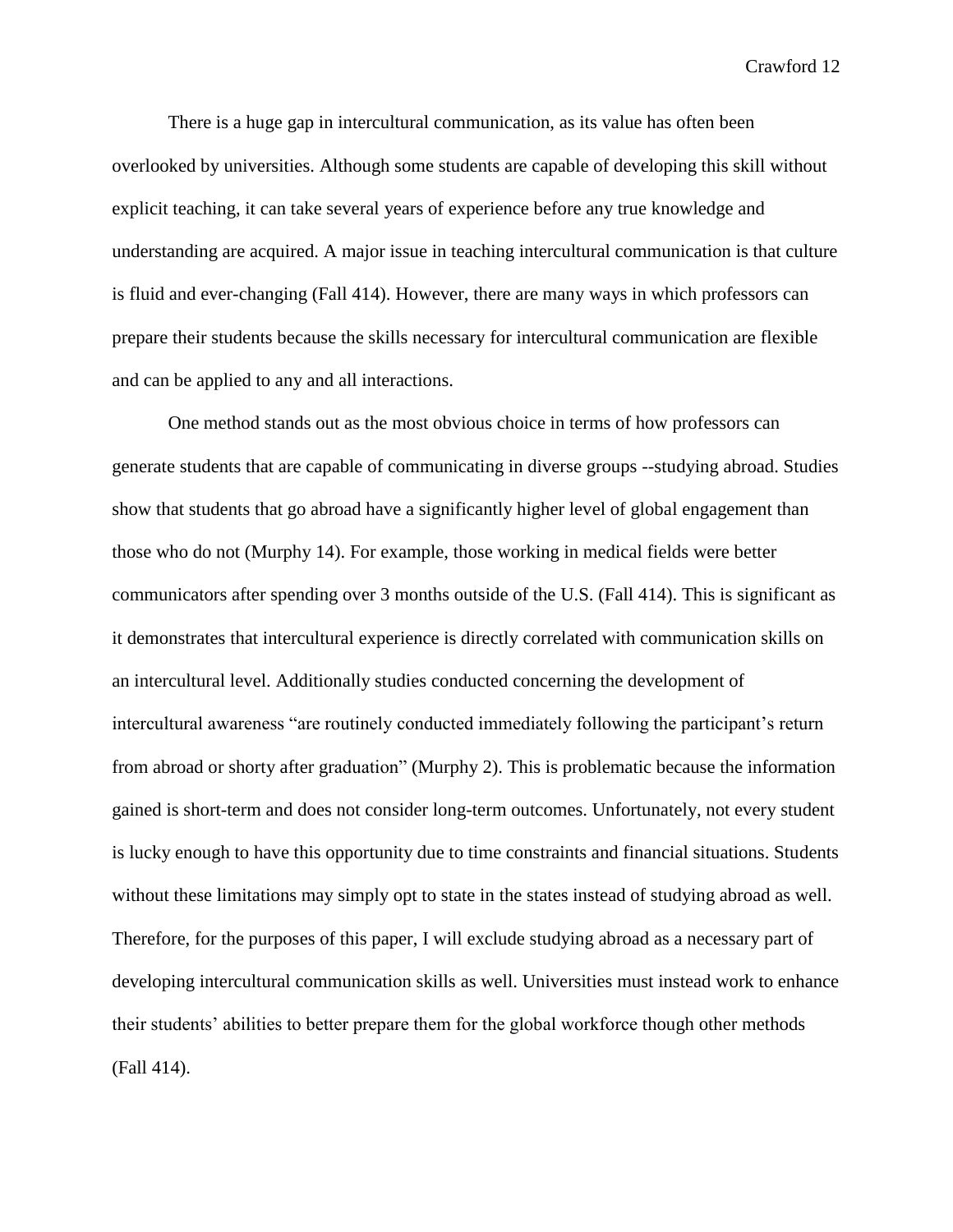There is a huge gap in intercultural communication, as its value has often been overlooked by universities. Although some students are capable of developing this skill without explicit teaching, it can take several years of experience before any true knowledge and understanding are acquired. A major issue in teaching intercultural communication is that culture is fluid and ever-changing (Fall 414). However, there are many ways in which professors can prepare their students because the skills necessary for intercultural communication are flexible and can be applied to any and all interactions.

One method stands out as the most obvious choice in terms of how professors can generate students that are capable of communicating in diverse groups --studying abroad. Studies show that students that go abroad have a significantly higher level of global engagement than those who do not (Murphy 14). For example, those working in medical fields were better communicators after spending over 3 months outside of the U.S. (Fall 414). This is significant as it demonstrates that intercultural experience is directly correlated with communication skills on an intercultural level. Additionally studies conducted concerning the development of intercultural awareness "are routinely conducted immediately following the participant's return from abroad or shorty after graduation" (Murphy 2). This is problematic because the information gained is short-term and does not consider long-term outcomes. Unfortunately, not every student is lucky enough to have this opportunity due to time constraints and financial situations. Students without these limitations may simply opt to state in the states instead of studying abroad as well. Therefore, for the purposes of this paper, I will exclude studying abroad as a necessary part of developing intercultural communication skills as well. Universities must instead work to enhance their students' abilities to better prepare them for the global workforce though other methods (Fall 414).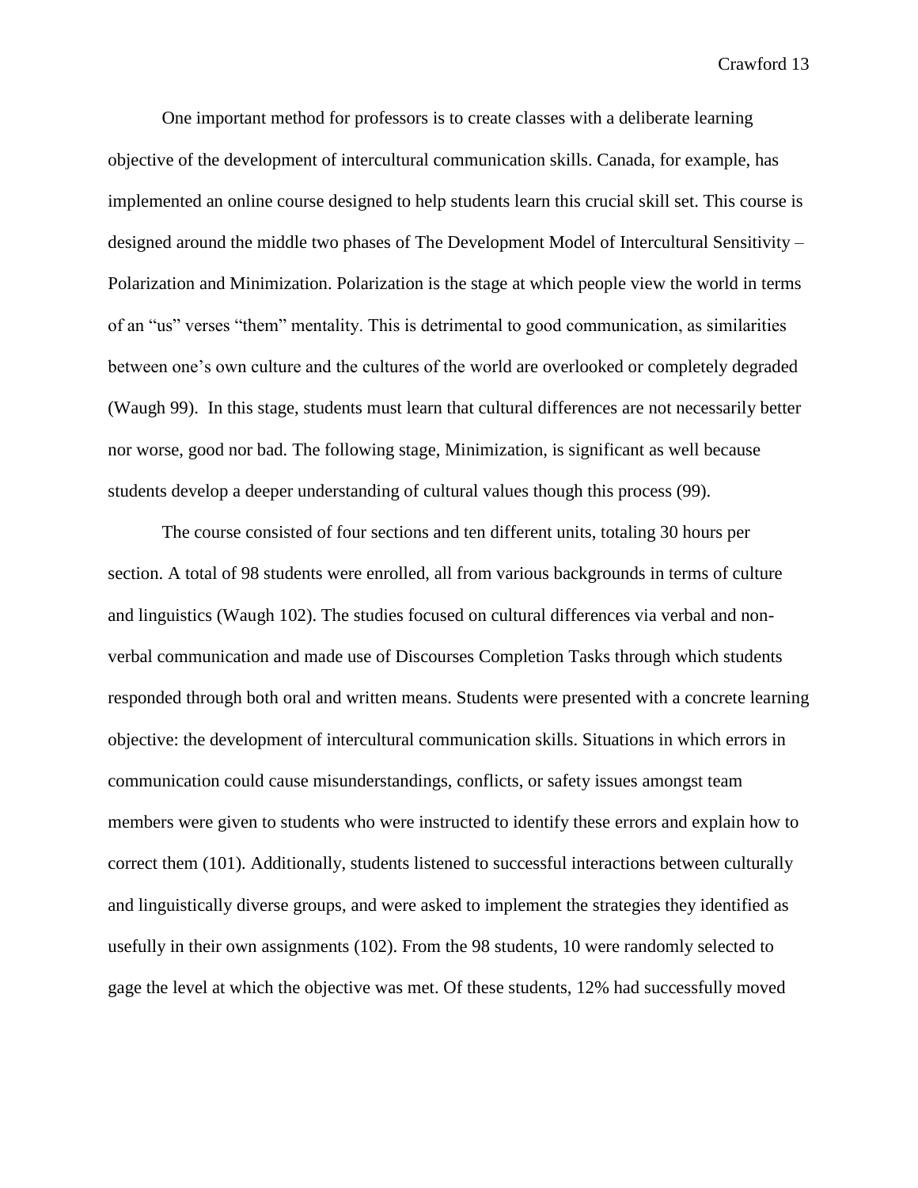One important method for professors is to create classes with a deliberate learning objective of the development of intercultural communication skills. Canada, for example, has implemented an online course designed to help students learn this crucial skill set. This course is designed around the middle two phases of The Development Model of Intercultural Sensitivity – Polarization and Minimization. Polarization is the stage at which people view the world in terms of an "us" verses "them" mentality. This is detrimental to good communication, as similarities between one's own culture and the cultures of the world are overlooked or completely degraded (Waugh 99). In this stage, students must learn that cultural differences are not necessarily better nor worse, good nor bad. The following stage, Minimization, is significant as well because students develop a deeper understanding of cultural values though this process (99).

The course consisted of four sections and ten different units, totaling 30 hours per section. A total of 98 students were enrolled, all from various backgrounds in terms of culture and linguistics (Waugh 102). The studies focused on cultural differences via verbal and non-verbal communication and made use of Discourses Completion Tasks through which students responded through both oral and written means. Students were presented with a concrete learning objective: the development of intercultural communication skills. Situations in which errors in communication could cause misunderstandings, conflicts, or safety issues amongst team members were given to students who were instructed to identify these errors and explain how to correct them (101). Additionally, students listened to successful interactions between culturally and linguistically diverse groups, and were asked to implement the strategies they identified as usefully in their own assignments (102). From the 98 students, 10 were randomly selected to gage the level at which the objective was met. Of these students, 12% had successfully moved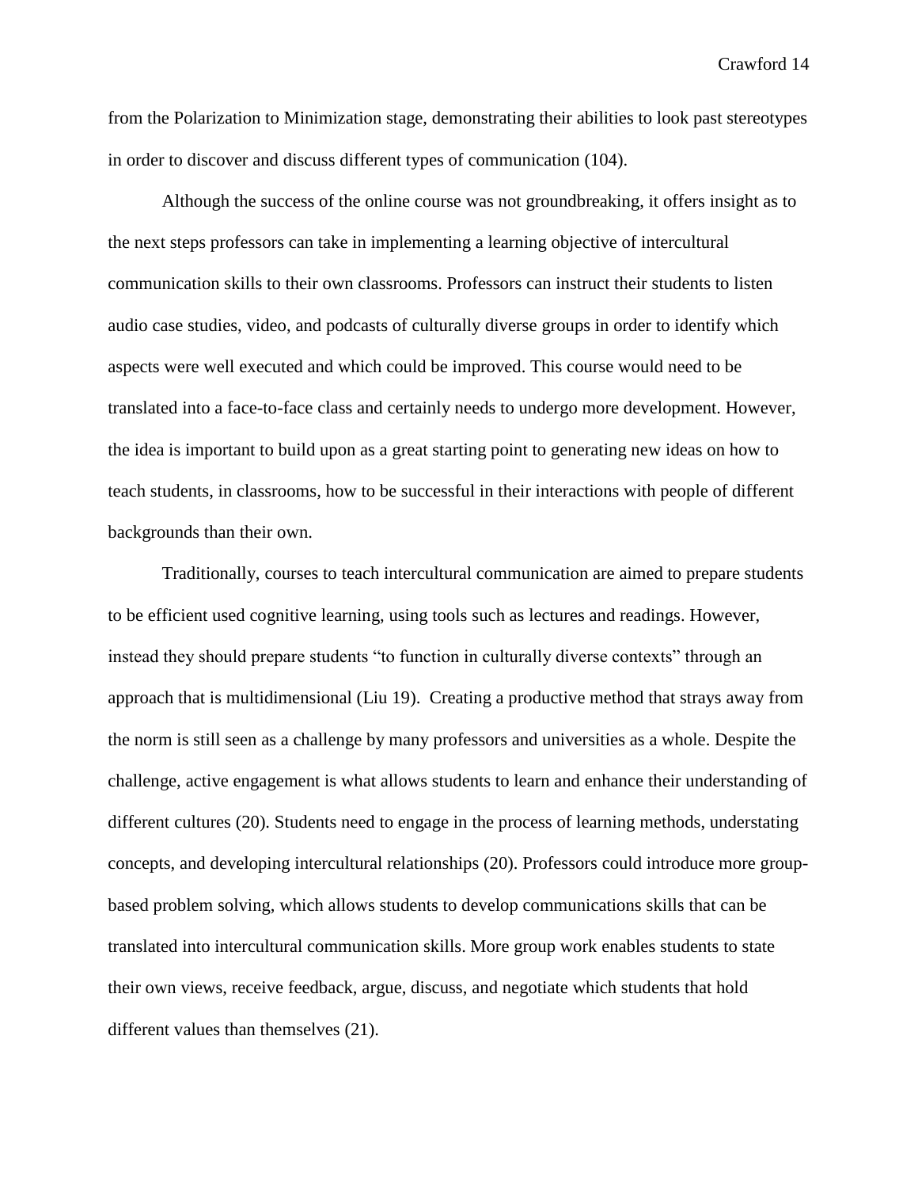from the Polarization to Minimization stage, demonstrating their abilities to look past stereotypes in order to discover and discuss different types of communication (104).

Although the success of the online course was not groundbreaking, it offers insight as to the next steps professors can take in implementing a learning objective of intercultural communication skills to their own classrooms. Professors can instruct their students to listen audio case studies, video, and podcasts of culturally diverse groups in order to identify which aspects were well executed and which could be improved. This course would need to be translated into a face-to-face class and certainly needs to undergo more development. However, the idea is important to build upon as a great starting point to generating new ideas on how to teach students, in classrooms, how to be successful in their interactions with people of different backgrounds than their own.

Traditionally, courses to teach intercultural communication are aimed to prepare students to be efficient used cognitive learning, using tools such as lectures and readings. However, instead they should prepare students "to function in culturally diverse contexts" through an approach that is multidimensional (Liu 19). Creating a productive method that strays away from the norm is still seen as a challenge by many professors and universities as a whole. Despite the challenge, active engagement is what allows students to learn and enhance their understanding of different cultures (20). Students need to engage in the process of learning methods, understating concepts, and developing intercultural relationships (20). Professors could introduce more group-based problem solving, which allows students to develop communications skills that can be translated into intercultural communication skills. More group work enables students to state their own views, receive feedback, argue, discuss, and negotiate which students that hold different values than themselves (21).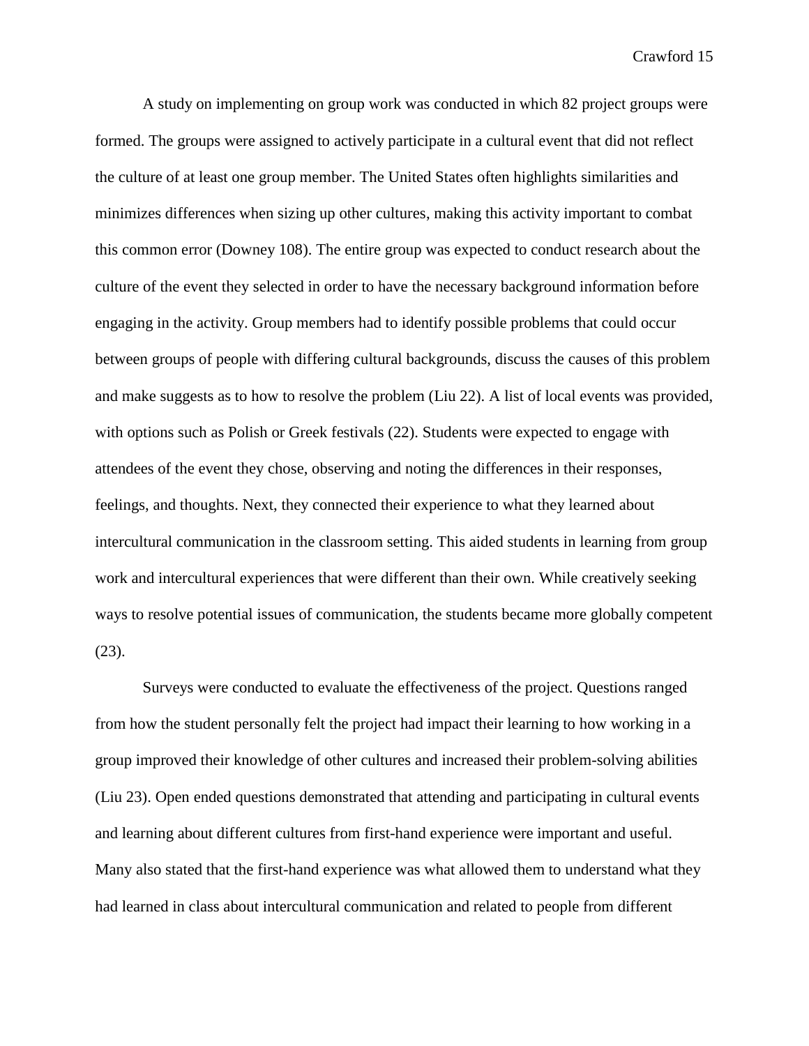A study on implementing on group work was conducted in which 82 project groups were formed. The groups were assigned to actively participate in a cultural event that did not reflect the culture of at least one group member. The United States often highlights similarities and minimizes differences when sizing up other cultures, making this activity important to combat this common error (Downey 108). The entire group was expected to conduct research about the culture of the event they selected in order to have the necessary background information before engaging in the activity. Group members had to identify possible problems that could occur between groups of people with differing cultural backgrounds, discuss the causes of this problem and make suggests as to how to resolve the problem (Liu 22). A list of local events was provided, with options such as Polish or Greek festivals (22). Students were expected to engage with attendees of the event they chose, observing and noting the differences in their responses, feelings, and thoughts. Next, they connected their experience to what they learned about intercultural communication in the classroom setting. This aided students in learning from group work and intercultural experiences that were different than their own. While creatively seeking ways to resolve potential issues of communication, the students became more globally competent (23).

Surveys were conducted to evaluate the effectiveness of the project. Questions ranged from how the student personally felt the project had impact their learning to how working in a group improved their knowledge of other cultures and increased their problem-solving abilities (Liu 23). Open ended questions demonstrated that attending and participating in cultural events and learning about different cultures from first-hand experience were important and useful. Many also stated that the first-hand experience was what allowed them to understand what they had learned in class about intercultural communication and related to people from different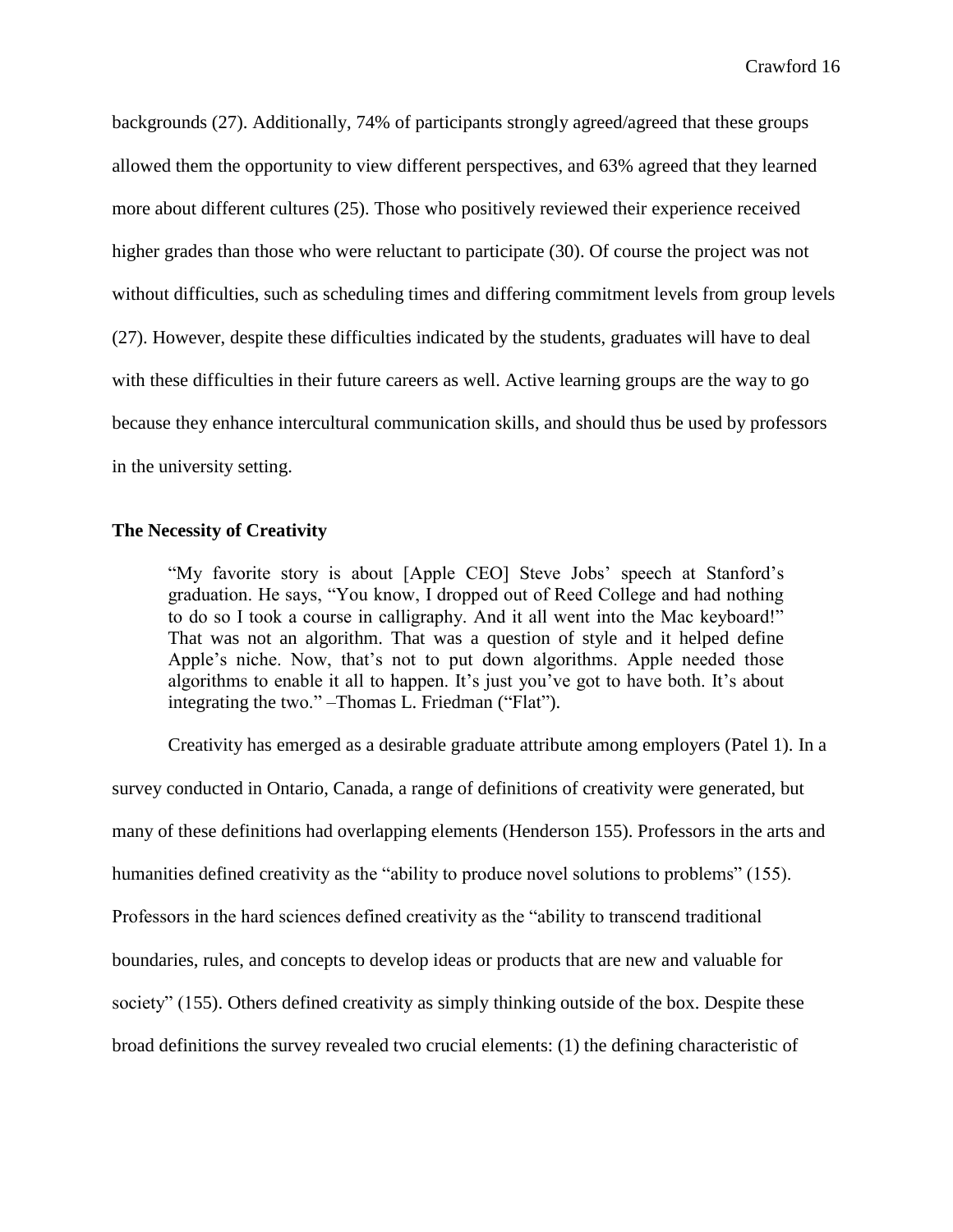backgrounds (27). Additionally, 74% of participants strongly agreed/agreed that these groups allowed them the opportunity to view different perspectives, and 63% agreed that they learned more about different cultures (25). Those who positively reviewed their experience received higher grades than those who were reluctant to participate (30). Of course the project was not without difficulties, such as scheduling times and differing commitment levels from group levels (27). However, despite these difficulties indicated by the students, graduates will have to deal with these difficulties in their future careers as well. Active learning groups are the way to go because they enhance intercultural communication skills, and should thus be used by professors in the university setting.

**The Necessity of Creativity**

> "My favorite story is about [Apple CEO] Steve Jobs' speech at Stanford's graduation. He says, "You know, I dropped out of Reed College and had nothing to do so I took a course in calligraphy. And it all went into the Mac keyboard!" That was not an algorithm. That was a question of style and it helped define Apple's niche. Now, that's not to put down algorithms. Apple needed those algorithms to enable it all to happen. It's just you've got to have both. It's about integrating the two." –Thomas L. Friedman ("Flat").

Creativity has emerged as a desirable graduate attribute among employers (Patel 1). In a survey conducted in Ontario, Canada, a range of definitions of creativity were generated, but many of these definitions had overlapping elements (Henderson 155). Professors in the arts and humanities defined creativity as the "ability to produce novel solutions to problems" (155). Professors in the hard sciences defined creativity as the "ability to transcend traditional boundaries, rules, and concepts to develop ideas or products that are new and valuable for society" (155). Others defined creativity as simply thinking outside of the box. Despite these broad definitions the survey revealed two crucial elements: (1) the defining characteristic of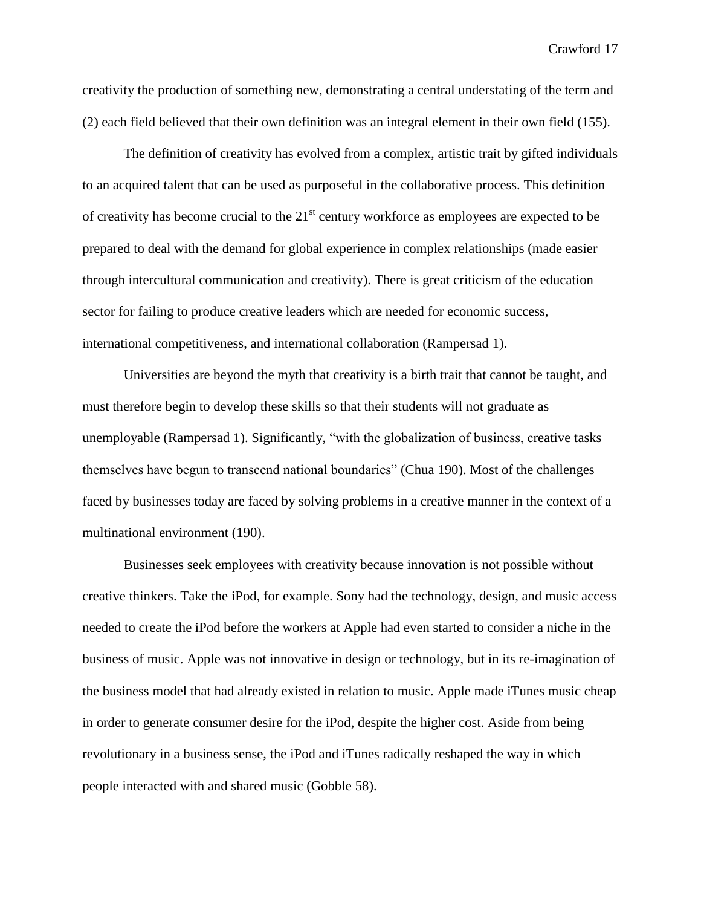creativity the production of something new, demonstrating a central understating of the term and (2) each field believed that their own definition was an integral element in their own field (155).

The definition of creativity has evolved from a complex, artistic trait by gifted individuals to an acquired talent that can be used as purposeful in the collaborative process. This definition of creativity has become crucial to the 21st century workforce as employees are expected to be prepared to deal with the demand for global experience in complex relationships (made easier through intercultural communication and creativity). There is great criticism of the education sector for failing to produce creative leaders which are needed for economic success, international competitiveness, and international collaboration (Rampersad 1).

Universities are beyond the myth that creativity is a birth trait that cannot be taught, and must therefore begin to develop these skills so that their students will not graduate as unemployable (Rampersad 1). Significantly, "with the globalization of business, creative tasks themselves have begun to transcend national boundaries" (Chua 190). Most of the challenges faced by businesses today are faced by solving problems in a creative manner in the context of a multinational environment (190).

Businesses seek employees with creativity because innovation is not possible without creative thinkers. Take the iPod, for example. Sony had the technology, design, and music access needed to create the iPod before the workers at Apple had even started to consider a niche in the business of music. Apple was not innovative in design or technology, but in its re-imagination of the business model that had already existed in relation to music. Apple made iTunes music cheap in order to generate consumer desire for the iPod, despite the higher cost. Aside from being revolutionary in a business sense, the iPod and iTunes radically reshaped the way in which people interacted with and shared music (Gobble 58).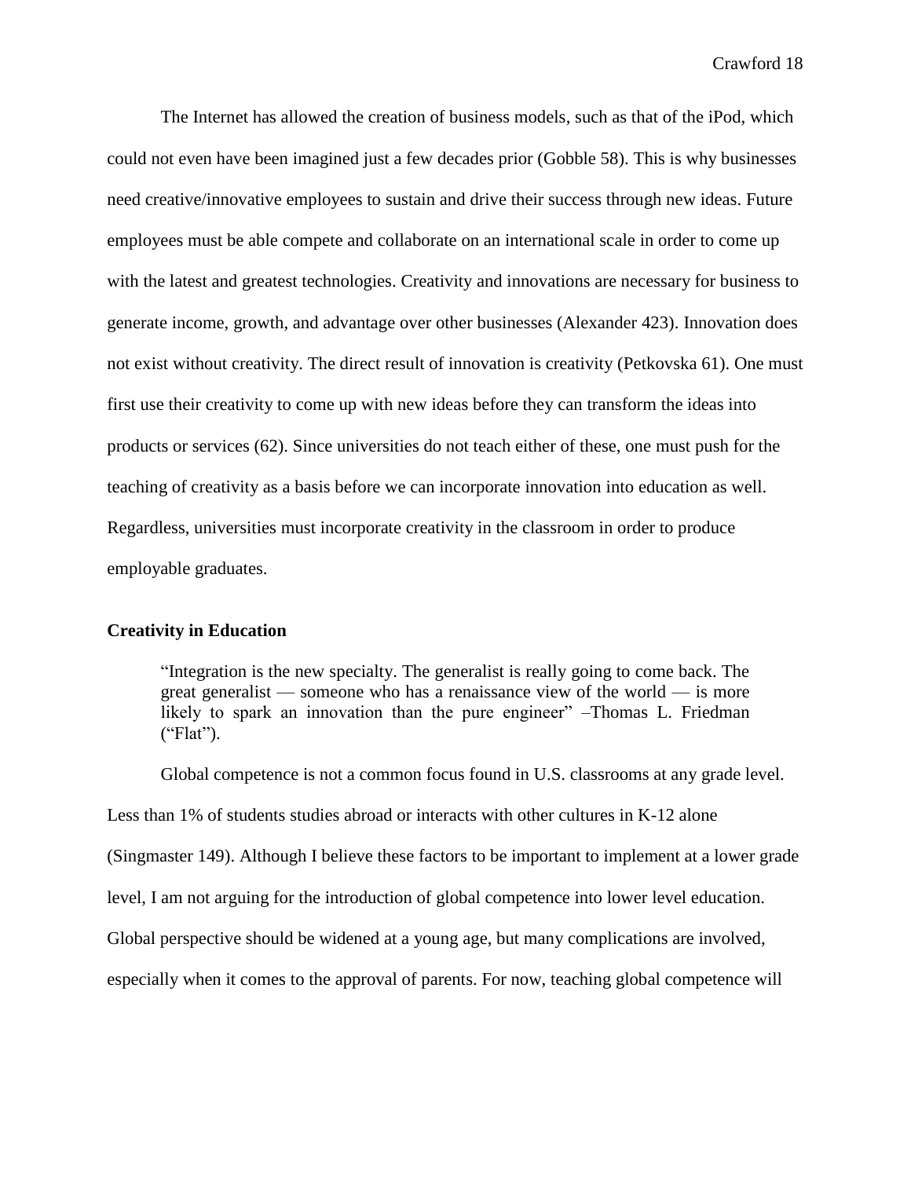The Internet has allowed the creation of business models, such as that of the iPod, which could not even have been imagined just a few decades prior (Gobble 58). This is why businesses need creative/innovative employees to sustain and drive their success through new ideas. Future employees must be able compete and collaborate on an international scale in order to come up with the latest and greatest technologies. Creativity and innovations are necessary for business to generate income, growth, and advantage over other businesses (Alexander 423). Innovation does not exist without creativity. The direct result of innovation is creativity (Petkovska 61). One must first use their creativity to come up with new ideas before they can transform the ideas into products or services (62). Since universities do not teach either of these, one must push for the teaching of creativity as a basis before we can incorporate innovation into education as well. Regardless, universities must incorporate creativity in the classroom in order to produce employable graduates.

**Creativity in Education**

> "Integration is the new specialty. The generalist is really going to come back. The great generalist — someone who has a renaissance view of the world — is more likely to spark an innovation than the pure engineer" –Thomas L. Friedman ("Flat").

Global competence is not a common focus found in U.S. classrooms at any grade level. Less than 1% of students studies abroad or interacts with other cultures in K-12 alone (Singmaster 149). Although I believe these factors to be important to implement at a lower grade level, I am not arguing for the introduction of global competence into lower level education. Global perspective should be widened at a young age, but many complications are involved, especially when it comes to the approval of parents. For now, teaching global competence will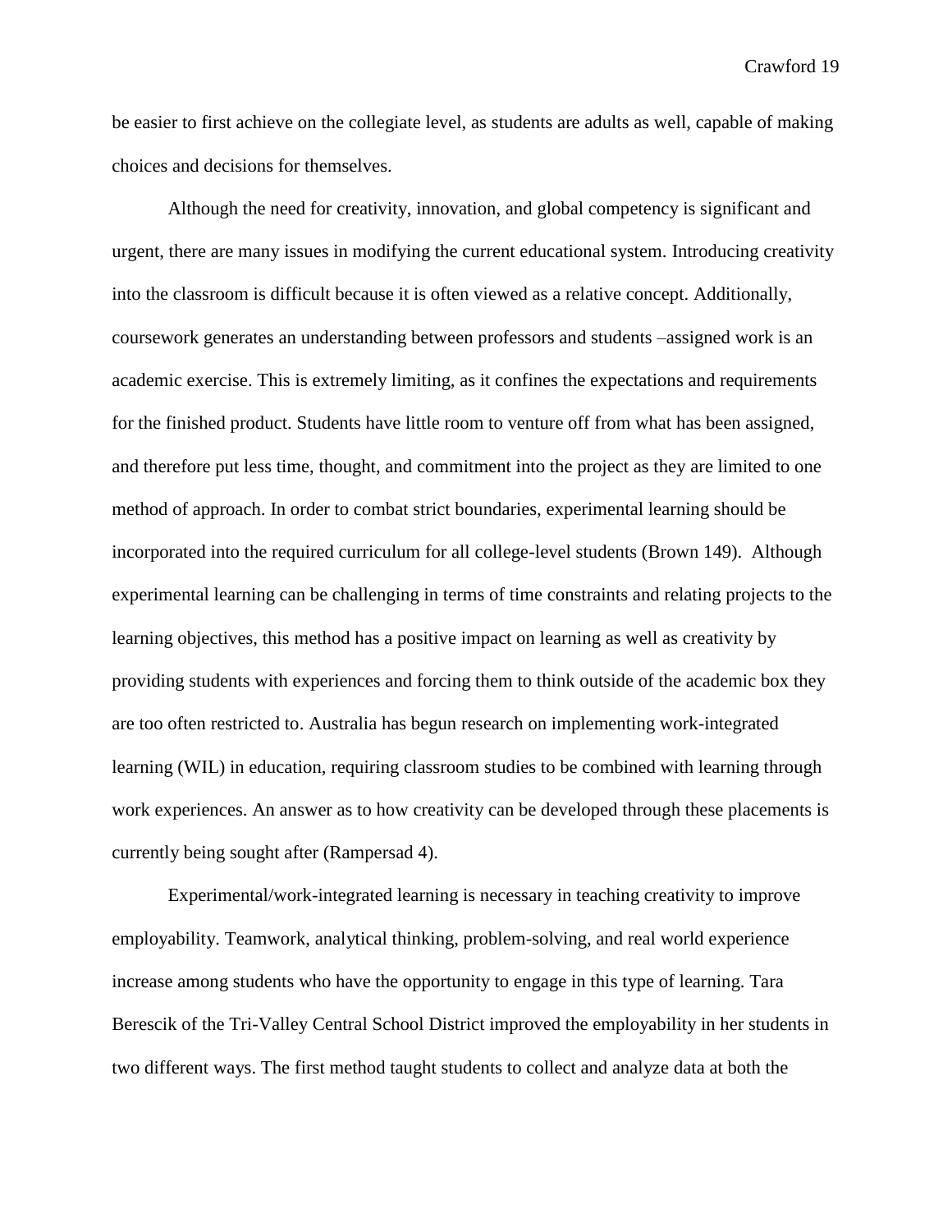be easier to first achieve on the collegiate level, as students are adults as well, capable of making choices and decisions for themselves.

Although the need for creativity, innovation, and global competency is significant and urgent, there are many issues in modifying the current educational system. Introducing creativity into the classroom is difficult because it is often viewed as a relative concept. Additionally, coursework generates an understanding between professors and students –assigned work is an academic exercise. This is extremely limiting, as it confines the expectations and requirements for the finished product. Students have little room to venture off from what has been assigned, and therefore put less time, thought, and commitment into the project as they are limited to one method of approach. In order to combat strict boundaries, experimental learning should be incorporated into the required curriculum for all college-level students (Brown 149). Although experimental learning can be challenging in terms of time constraints and relating projects to the learning objectives, this method has a positive impact on learning as well as creativity by providing students with experiences and forcing them to think outside of the academic box they are too often restricted to. Australia has begun research on implementing work-integrated learning (WIL) in education, requiring classroom studies to be combined with learning through work experiences. An answer as to how creativity can be developed through these placements is currently being sought after (Rampersad 4).

Experimental/work-integrated learning is necessary in teaching creativity to improve employability. Teamwork, analytical thinking, problem-solving, and real world experience increase among students who have the opportunity to engage in this type of learning. Tara Berescik of the Tri-Valley Central School District improved the employability in her students in two different ways. The first method taught students to collect and analyze data at both the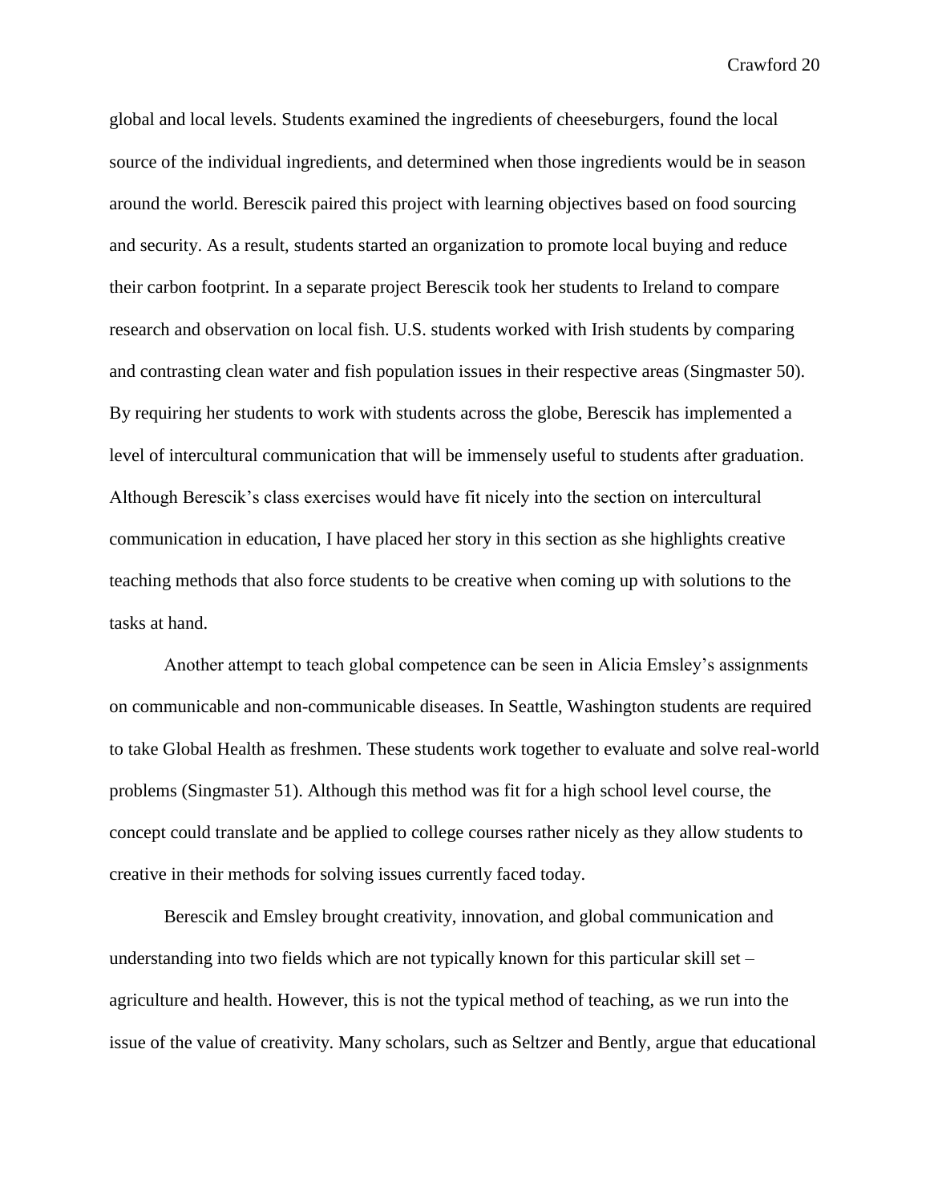global and local levels. Students examined the ingredients of cheeseburgers, found the local source of the individual ingredients, and determined when those ingredients would be in season around the world. Berescik paired this project with learning objectives based on food sourcing and security. As a result, students started an organization to promote local buying and reduce their carbon footprint. In a separate project Berescik took her students to Ireland to compare research and observation on local fish. U.S. students worked with Irish students by comparing and contrasting clean water and fish population issues in their respective areas (Singmaster 50). By requiring her students to work with students across the globe, Berescik has implemented a level of intercultural communication that will be immensely useful to students after graduation. Although Berescik's class exercises would have fit nicely into the section on intercultural communication in education, I have placed her story in this section as she highlights creative teaching methods that also force students to be creative when coming up with solutions to the tasks at hand.

Another attempt to teach global competence can be seen in Alicia Emsley's assignments on communicable and non-communicable diseases. In Seattle, Washington students are required to take Global Health as freshmen. These students work together to evaluate and solve real-world problems (Singmaster 51). Although this method was fit for a high school level course, the concept could translate and be applied to college courses rather nicely as they allow students to creative in their methods for solving issues currently faced today.

Berescik and Emsley brought creativity, innovation, and global communication and understanding into two fields which are not typically known for this particular skill set – agriculture and health. However, this is not the typical method of teaching, as we run into the issue of the value of creativity. Many scholars, such as Seltzer and Bently, argue that educational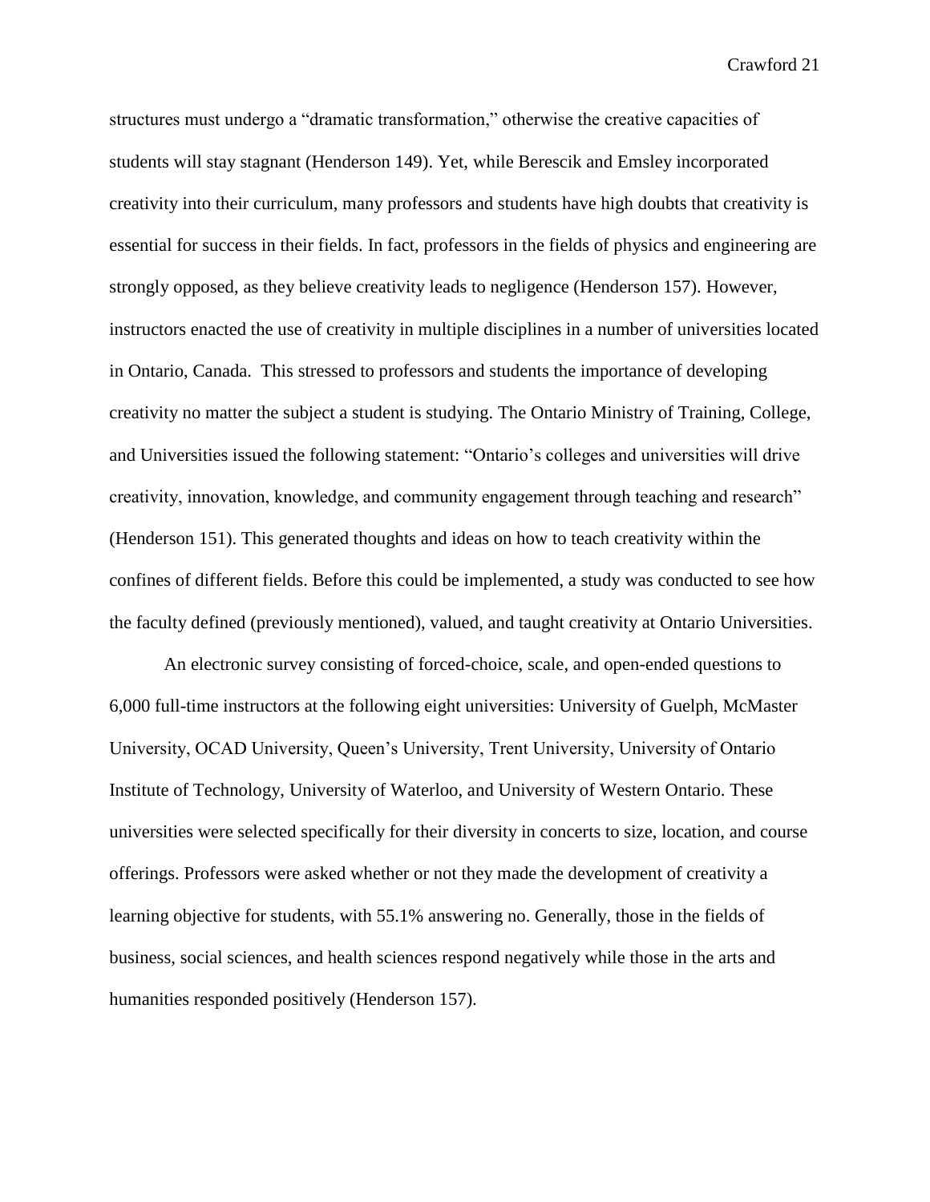structures must undergo a "dramatic transformation," otherwise the creative capacities of students will stay stagnant (Henderson 149). Yet, while Berescik and Emsley incorporated creativity into their curriculum, many professors and students have high doubts that creativity is essential for success in their fields. In fact, professors in the fields of physics and engineering are strongly opposed, as they believe creativity leads to negligence (Henderson 157). However, instructors enacted the use of creativity in multiple disciplines in a number of universities located in Ontario, Canada.  This stressed to professors and students the importance of developing creativity no matter the subject a student is studying. The Ontario Ministry of Training, College, and Universities issued the following statement: "Ontario's colleges and universities will drive creativity, innovation, knowledge, and community engagement through teaching and research" (Henderson 151). This generated thoughts and ideas on how to teach creativity within the confines of different fields. Before this could be implemented, a study was conducted to see how the faculty defined (previously mentioned), valued, and taught creativity at Ontario Universities.

An electronic survey consisting of forced-choice, scale, and open-ended questions to 6,000 full-time instructors at the following eight universities: University of Guelph, McMaster University, OCAD University, Queen's University, Trent University, University of Ontario Institute of Technology, University of Waterloo, and University of Western Ontario. These universities were selected specifically for their diversity in concerts to size, location, and course offerings. Professors were asked whether or not they made the development of creativity a learning objective for students, with 55.1% answering no. Generally, those in the fields of business, social sciences, and health sciences respond negatively while those in the arts and humanities responded positively (Henderson 157).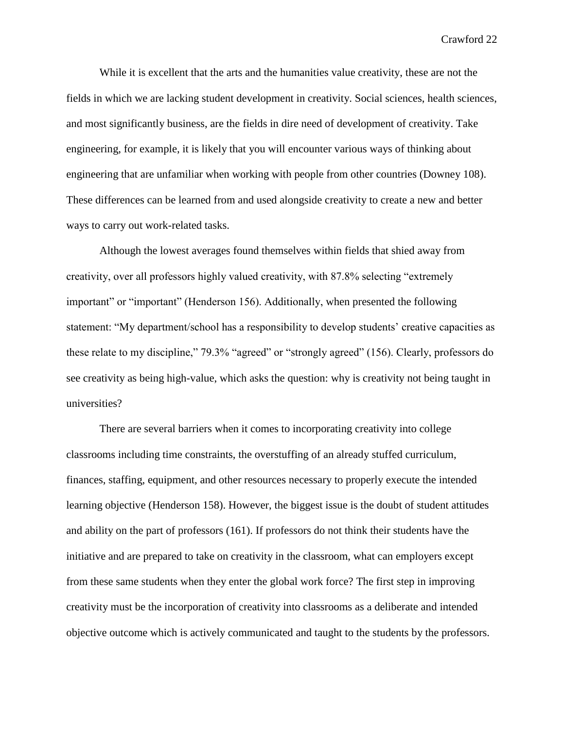While it is excellent that the arts and the humanities value creativity, these are not the fields in which we are lacking student development in creativity. Social sciences, health sciences, and most significantly business, are the fields in dire need of development of creativity. Take engineering, for example, it is likely that you will encounter various ways of thinking about engineering that are unfamiliar when working with people from other countries (Downey 108). These differences can be learned from and used alongside creativity to create a new and better ways to carry out work-related tasks.

Although the lowest averages found themselves within fields that shied away from creativity, over all professors highly valued creativity, with 87.8% selecting "extremely important" or "important" (Henderson 156). Additionally, when presented the following statement: "My department/school has a responsibility to develop students' creative capacities as these relate to my discipline," 79.3% "agreed" or "strongly agreed" (156). Clearly, professors do see creativity as being high-value, which asks the question: why is creativity not being taught in universities?

There are several barriers when it comes to incorporating creativity into college classrooms including time constraints, the overstuffing of an already stuffed curriculum, finances, staffing, equipment, and other resources necessary to properly execute the intended learning objective (Henderson 158). However, the biggest issue is the doubt of student attitudes and ability on the part of professors (161). If professors do not think their students have the initiative and are prepared to take on creativity in the classroom, what can employers except from these same students when they enter the global work force? The first step in improving creativity must be the incorporation of creativity into classrooms as a deliberate and intended objective outcome which is actively communicated and taught to the students by the professors.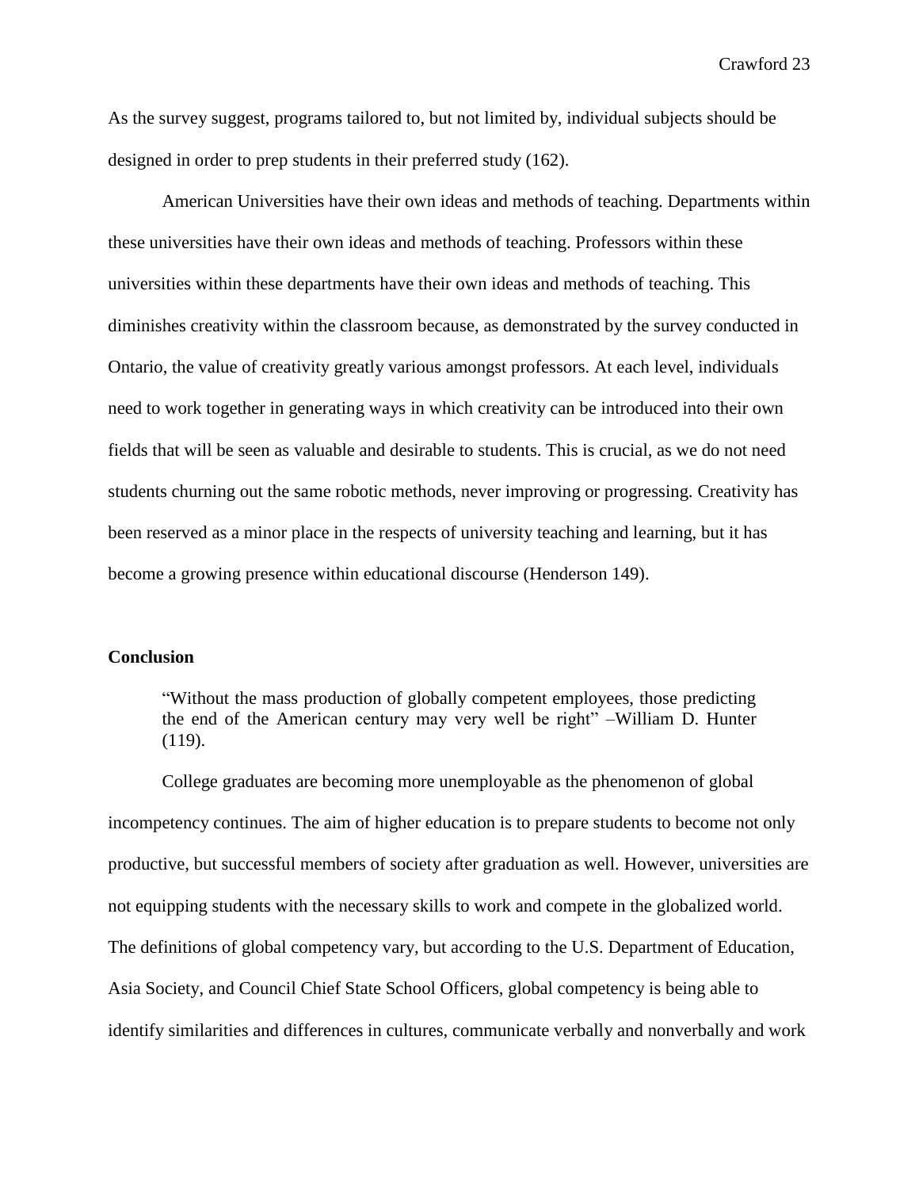As the survey suggest, programs tailored to, but not limited by, individual subjects should be designed in order to prep students in their preferred study (162).

American Universities have their own ideas and methods of teaching. Departments within these universities have their own ideas and methods of teaching. Professors within these universities within these departments have their own ideas and methods of teaching. This diminishes creativity within the classroom because, as demonstrated by the survey conducted in Ontario, the value of creativity greatly various amongst professors. At each level, individuals need to work together in generating ways in which creativity can be introduced into their own fields that will be seen as valuable and desirable to students. This is crucial, as we do not need students churning out the same robotic methods, never improving or progressing. Creativity has been reserved as a minor place in the respects of university teaching and learning, but it has become a growing presence within educational discourse (Henderson 149).

## Conclusion

> "Without the mass production of globally competent employees, those predicting the end of the American century may very well be right" –William D. Hunter (119).

College graduates are becoming more unemployable as the phenomenon of global incompetency continues. The aim of higher education is to prepare students to become not only productive, but successful members of society after graduation as well. However, universities are not equipping students with the necessary skills to work and compete in the globalized world. The definitions of global competency vary, but according to the U.S. Department of Education, Asia Society, and Council Chief State School Officers, global competency is being able to identify similarities and differences in cultures, communicate verbally and nonverbally and work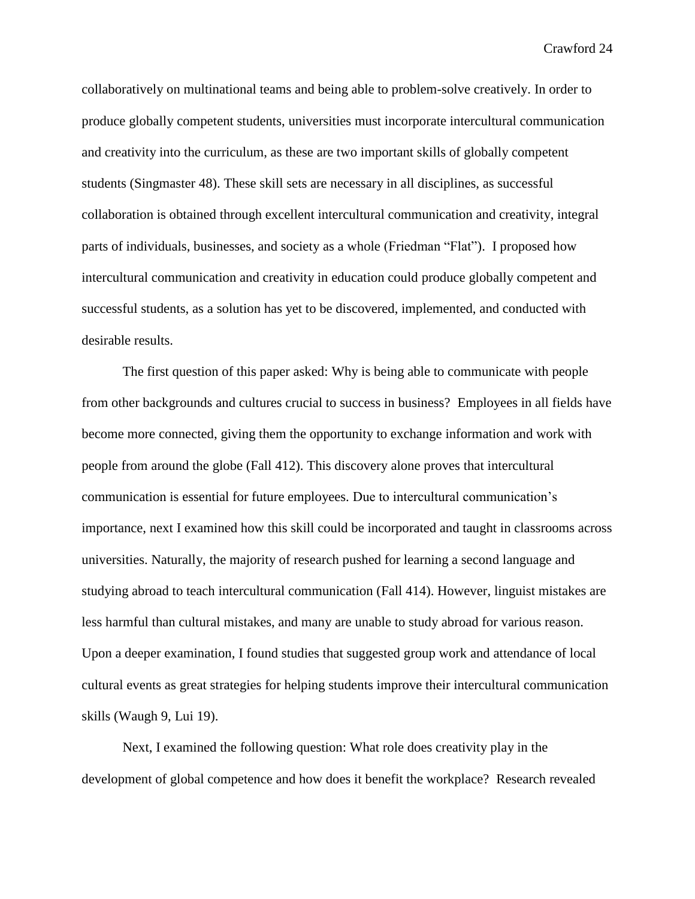collaboratively on multinational teams and being able to problem-solve creatively. In order to produce globally competent students, universities must incorporate intercultural communication and creativity into the curriculum, as these are two important skills of globally competent students (Singmaster 48). These skill sets are necessary in all disciplines, as successful collaboration is obtained through excellent intercultural communication and creativity, integral parts of individuals, businesses, and society as a whole (Friedman "Flat"). I proposed how intercultural communication and creativity in education could produce globally competent and successful students, as a solution has yet to be discovered, implemented, and conducted with desirable results.

The first question of this paper asked: Why is being able to communicate with people from other backgrounds and cultures crucial to success in business? Employees in all fields have become more connected, giving them the opportunity to exchange information and work with people from around the globe (Fall 412). This discovery alone proves that intercultural communication is essential for future employees. Due to intercultural communication's importance, next I examined how this skill could be incorporated and taught in classrooms across universities. Naturally, the majority of research pushed for learning a second language and studying abroad to teach intercultural communication (Fall 414). However, linguist mistakes are less harmful than cultural mistakes, and many are unable to study abroad for various reason. Upon a deeper examination, I found studies that suggested group work and attendance of local cultural events as great strategies for helping students improve their intercultural communication skills (Waugh 9, Lui 19).

Next, I examined the following question: What role does creativity play in the development of global competence and how does it benefit the workplace? Research revealed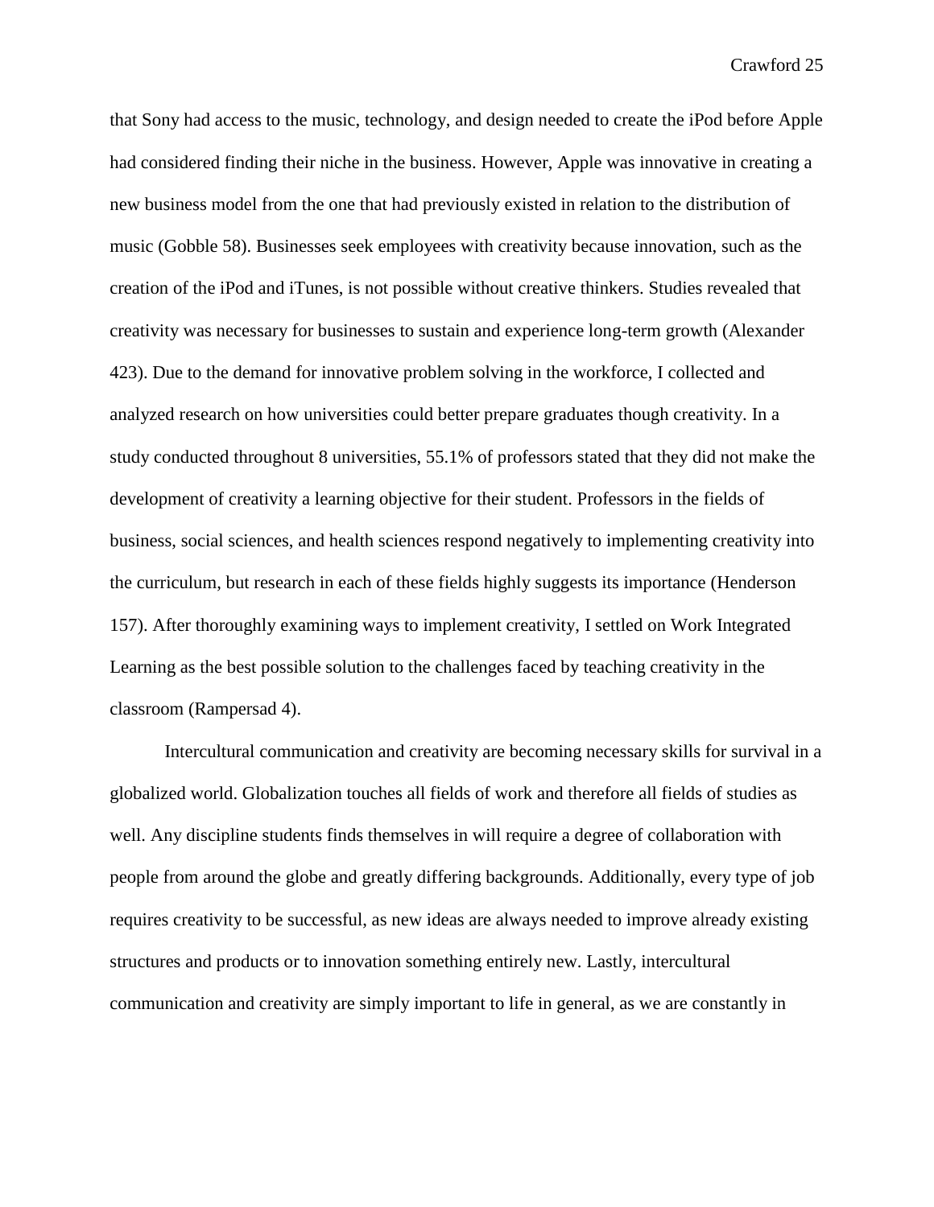that Sony had access to the music, technology, and design needed to create the iPod before Apple had considered finding their niche in the business. However, Apple was innovative in creating a new business model from the one that had previously existed in relation to the distribution of music (Gobble 58). Businesses seek employees with creativity because innovation, such as the creation of the iPod and iTunes, is not possible without creative thinkers. Studies revealed that creativity was necessary for businesses to sustain and experience long-term growth (Alexander 423). Due to the demand for innovative problem solving in the workforce, I collected and analyzed research on how universities could better prepare graduates though creativity. In a study conducted throughout 8 universities, 55.1% of professors stated that they did not make the development of creativity a learning objective for their student. Professors in the fields of business, social sciences, and health sciences respond negatively to implementing creativity into the curriculum, but research in each of these fields highly suggests its importance (Henderson 157). After thoroughly examining ways to implement creativity, I settled on Work Integrated Learning as the best possible solution to the challenges faced by teaching creativity in the classroom (Rampersad 4).

Intercultural communication and creativity are becoming necessary skills for survival in a globalized world. Globalization touches all fields of work and therefore all fields of studies as well. Any discipline students finds themselves in will require a degree of collaboration with people from around the globe and greatly differing backgrounds. Additionally, every type of job requires creativity to be successful, as new ideas are always needed to improve already existing structures and products or to innovation something entirely new. Lastly, intercultural communication and creativity are simply important to life in general, as we are constantly in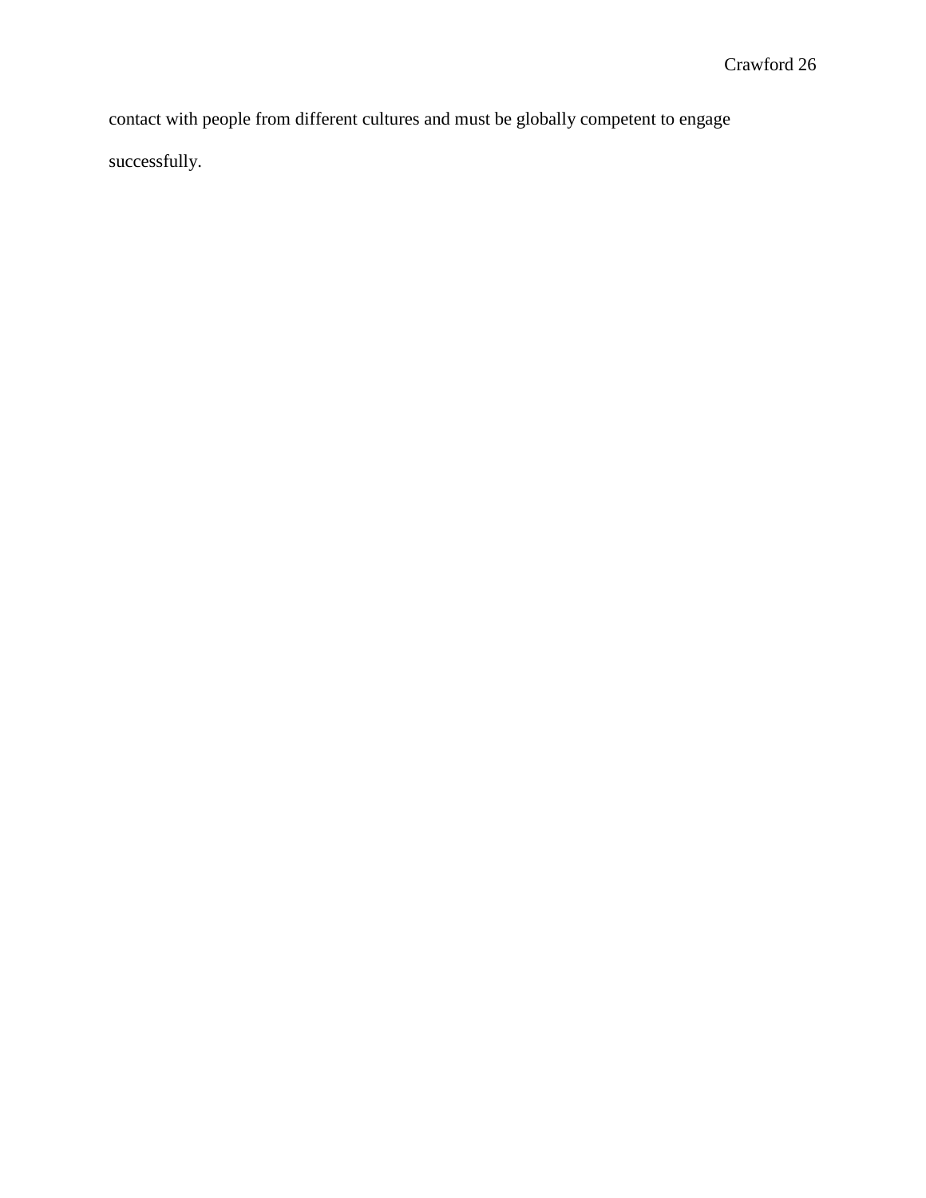contact with people from different cultures and must be globally competent to engage successfully.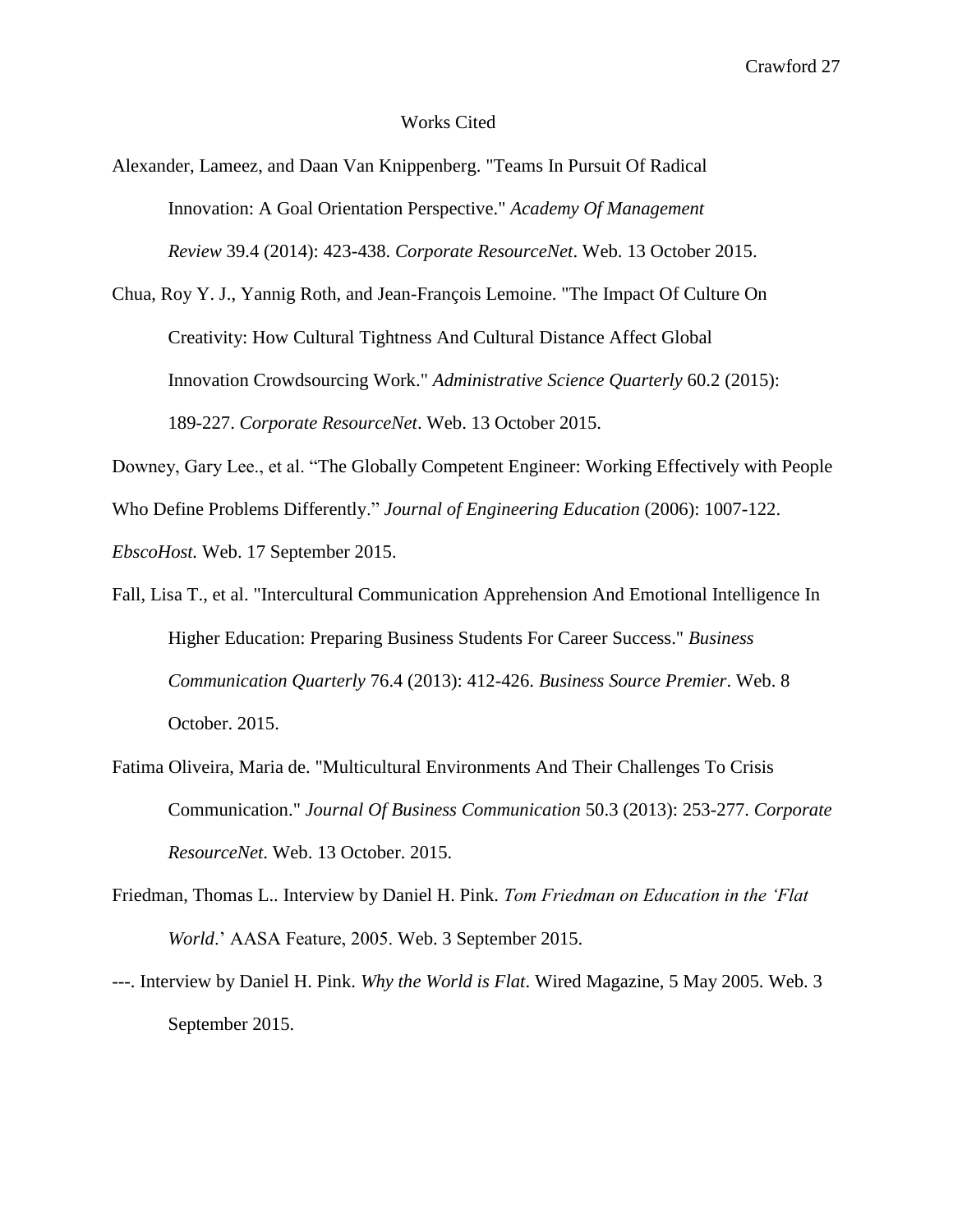Works Cited

Alexander, Lameez, and Daan Van Knippenberg. "Teams In Pursuit Of Radical Innovation: A Goal Orientation Perspective." *Academy Of Management Review* 39.4 (2014): 423-438. *Corporate ResourceNet*. Web. 13 October 2015.

Chua, Roy Y. J., Yannig Roth, and Jean-François Lemoine. "The Impact Of Culture On Creativity: How Cultural Tightness And Cultural Distance Affect Global Innovation Crowdsourcing Work." *Administrative Science Quarterly* 60.2 (2015): 189-227. *Corporate ResourceNet*. Web. 13 October 2015.

Downey, Gary Lee., et al. "The Globally Competent Engineer: Working Effectively with People Who Define Problems Differently." *Journal of Engineering Education* (2006): 1007-122. *EbscoHost.* Web. 17 September 2015.

Fall, Lisa T., et al. "Intercultural Communication Apprehension And Emotional Intelligence In Higher Education: Preparing Business Students For Career Success." *Business Communication Quarterly* 76.4 (2013): 412-426. *Business Source Premier*. Web. 8 October. 2015.

Fatima Oliveira, Maria de. "Multicultural Environments And Their Challenges To Crisis Communication." *Journal Of Business Communication* 50.3 (2013): 253-277. *Corporate ResourceNet*. Web. 13 October. 2015.

Friedman, Thomas L.. Interview by Daniel H. Pink. *Tom Friedman on Education in the 'Flat World*.' AASA Feature, 2005. Web. 3 September 2015.

---. Interview by Daniel H. Pink. *Why the World is Flat*. Wired Magazine, 5 May 2005. Web. 3 September 2015.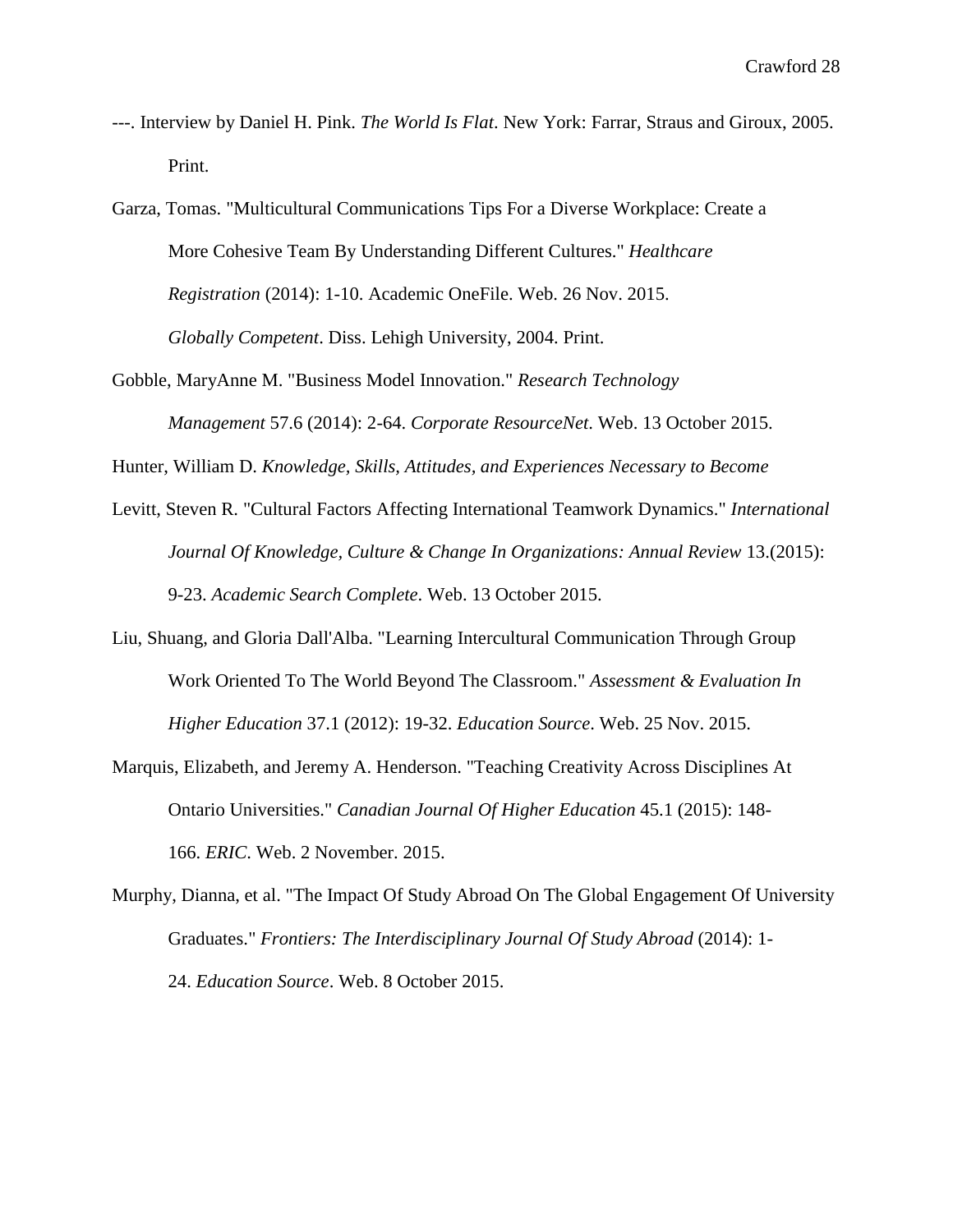---. Interview by Daniel H. Pink. *The World Is Flat*. New York: Farrar, Straus and Giroux, 2005. Print.

Garza, Tomas. "Multicultural Communications Tips For a Diverse Workplace: Create a More Cohesive Team By Understanding Different Cultures." *Healthcare Registration* (2014): 1-10. Academic OneFile. Web. 26 Nov. 2015. *Globally Competent*. Diss. Lehigh University, 2004. Print.

Gobble, MaryAnne M. "Business Model Innovation." *Research Technology Management* 57.6 (2014): 2-64. *Corporate ResourceNet*. Web. 13 October 2015.

Hunter, William D. *Knowledge, Skills, Attitudes, and Experiences Necessary to Become*

Levitt, Steven R. "Cultural Factors Affecting International Teamwork Dynamics." *International Journal Of Knowledge, Culture & Change In Organizations: Annual Review* 13.(2015): 9-23. *Academic Search Complete*. Web. 13 October 2015.

Liu, Shuang, and Gloria Dall'Alba. "Learning Intercultural Communication Through Group Work Oriented To The World Beyond The Classroom." *Assessment & Evaluation In Higher Education* 37.1 (2012): 19-32. *Education Source*. Web. 25 Nov. 2015.

Marquis, Elizabeth, and Jeremy A. Henderson. "Teaching Creativity Across Disciplines At Ontario Universities." *Canadian Journal Of Higher Education* 45.1 (2015): 148-166. *ERIC*. Web. 2 November. 2015.

Murphy, Dianna, et al. "The Impact Of Study Abroad On The Global Engagement Of University Graduates." *Frontiers: The Interdisciplinary Journal Of Study Abroad* (2014): 1-24. *Education Source*. Web. 8 October 2015.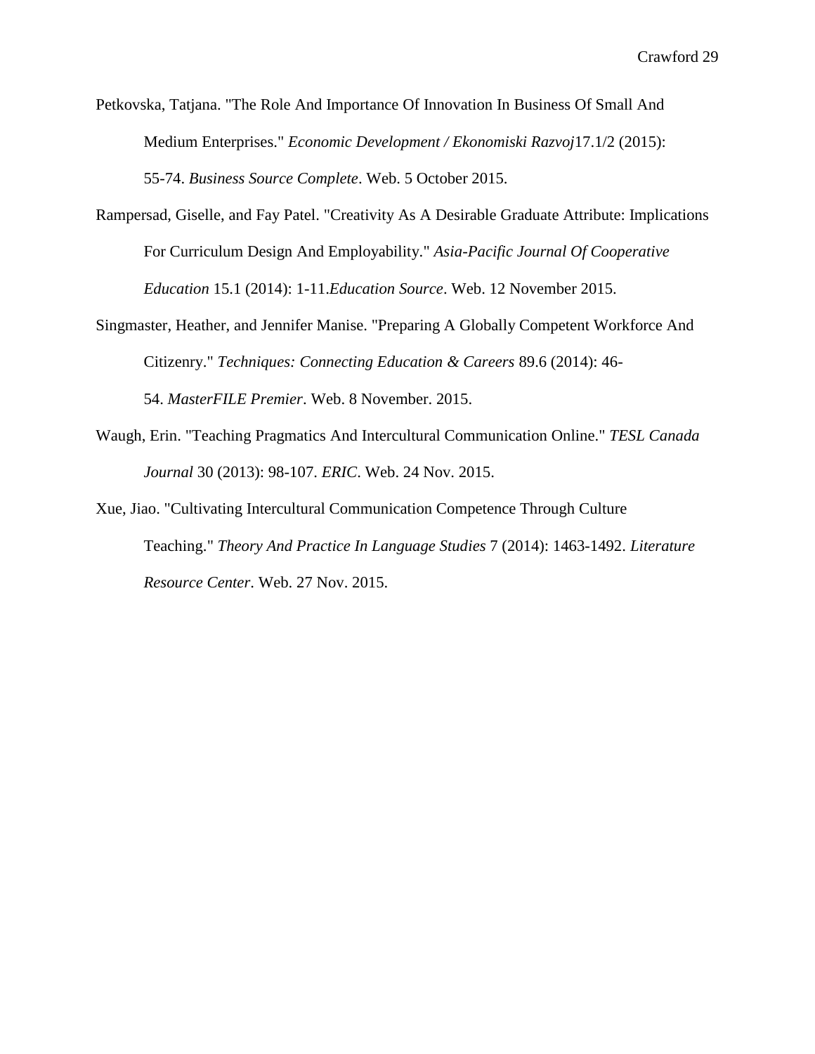Petkovska, Tatjana. "The Role And Importance Of Innovation In Business Of Small And Medium Enterprises." *Economic Development / Ekonomiski Razvoj*17.1/2 (2015): 55-74. *Business Source Complete*. Web. 5 October 2015.

Rampersad, Giselle, and Fay Patel. "Creativity As A Desirable Graduate Attribute: Implications For Curriculum Design And Employability." *Asia-Pacific Journal Of Cooperative Education* 15.1 (2014): 1-11.*Education Source*. Web. 12 November 2015.

Singmaster, Heather, and Jennifer Manise. "Preparing A Globally Competent Workforce And Citizenry." *Techniques: Connecting Education & Careers* 89.6 (2014): 46-54. *MasterFILE Premier*. Web. 8 November. 2015.

Waugh, Erin. "Teaching Pragmatics And Intercultural Communication Online." *TESL Canada Journal* 30 (2013): 98-107. *ERIC*. Web. 24 Nov. 2015.

Xue, Jiao. "Cultivating Intercultural Communication Competence Through Culture Teaching." *Theory And Practice In Language Studies* 7 (2014): 1463-1492. *Literature Resource Center*. Web. 27 Nov. 2015.